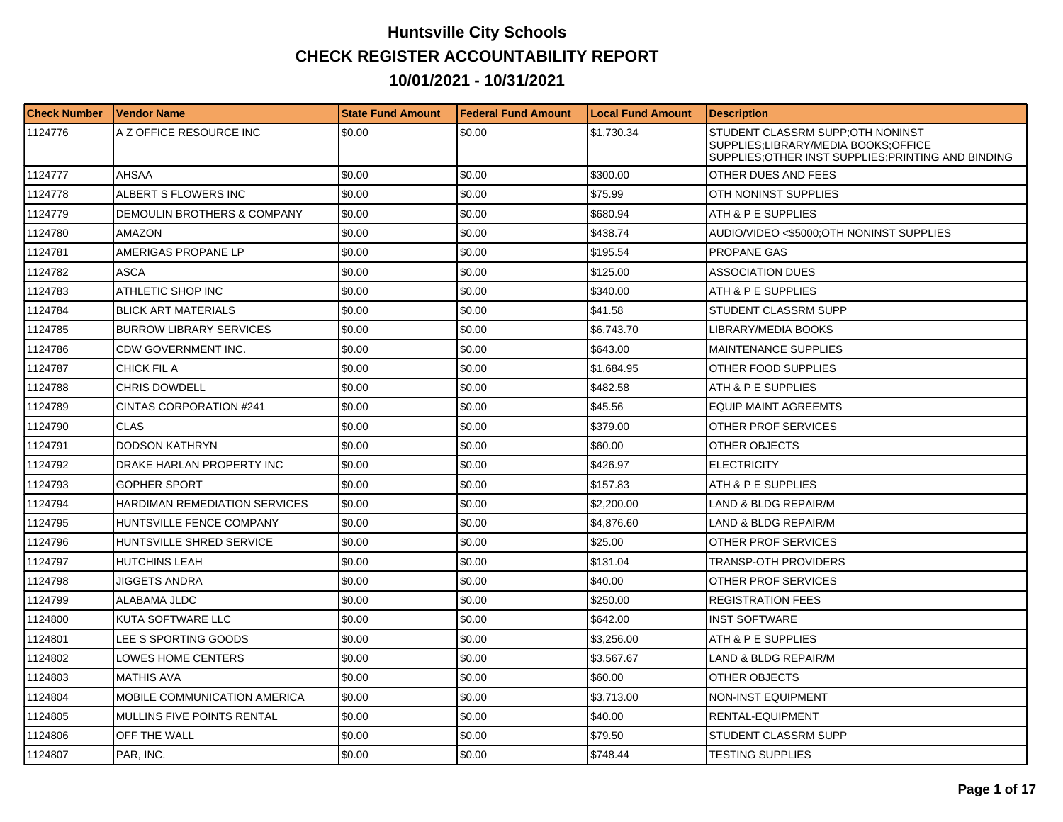# Huntsville City Schools

## CHECK REGISTER ACCOUNTABILITY REPORT

## 10/01/2021 - 10/31/2021

| Check Number | Vendor Name | State Fund Amount | Federal Fund Amount | Local Fund Amount | Description |
|---|---|---|---|---|---|
| 1124776 | A Z OFFICE RESOURCE INC | $0.00 | $0.00 | $1,730.34 | STUDENT CLASSRM SUPP;OTH NONINST SUPPLIES;LIBRARY/MEDIA BOOKS;OFFICE SUPPLIES;OTHER INST SUPPLIES;PRINTING AND BINDING |
| 1124777 | AHSAA | $0.00 | $0.00 | $300.00 | OTHER DUES AND FEES |
| 1124778 | ALBERT S FLOWERS INC | $0.00 | $0.00 | $75.99 | OTH NONINST SUPPLIES |
| 1124779 | DEMOULIN BROTHERS & COMPANY | $0.00 | $0.00 | $680.94 | ATH & P E SUPPLIES |
| 1124780 | AMAZON | $0.00 | $0.00 | $438.74 | AUDIO/VIDEO <$5000;OTH NONINST SUPPLIES |
| 1124781 | AMERIGAS PROPANE LP | $0.00 | $0.00 | $195.54 | PROPANE GAS |
| 1124782 | ASCA | $0.00 | $0.00 | $125.00 | ASSOCIATION DUES |
| 1124783 | ATHLETIC SHOP INC | $0.00 | $0.00 | $340.00 | ATH & P E SUPPLIES |
| 1124784 | BLICK ART MATERIALS | $0.00 | $0.00 | $41.58 | STUDENT CLASSRM SUPP |
| 1124785 | BURROW LIBRARY SERVICES | $0.00 | $0.00 | $6,743.70 | LIBRARY/MEDIA BOOKS |
| 1124786 | CDW GOVERNMENT INC. | $0.00 | $0.00 | $643.00 | MAINTENANCE SUPPLIES |
| 1124787 | CHICK FIL A | $0.00 | $0.00 | $1,684.95 | OTHER FOOD SUPPLIES |
| 1124788 | CHRIS DOWDELL | $0.00 | $0.00 | $482.58 | ATH & P E SUPPLIES |
| 1124789 | CINTAS CORPORATION #241 | $0.00 | $0.00 | $45.56 | EQUIP MAINT AGREEMTS |
| 1124790 | CLAS | $0.00 | $0.00 | $379.00 | OTHER PROF SERVICES |
| 1124791 | DODSON KATHRYN | $0.00 | $0.00 | $60.00 | OTHER OBJECTS |
| 1124792 | DRAKE HARLAN PROPERTY INC | $0.00 | $0.00 | $426.97 | ELECTRICITY |
| 1124793 | GOPHER SPORT | $0.00 | $0.00 | $157.83 | ATH & P E SUPPLIES |
| 1124794 | HARDIMAN REMEDIATION SERVICES | $0.00 | $0.00 | $2,200.00 | LAND & BLDG REPAIR/M |
| 1124795 | HUNTSVILLE FENCE COMPANY | $0.00 | $0.00 | $4,876.60 | LAND & BLDG REPAIR/M |
| 1124796 | HUNTSVILLE SHRED SERVICE | $0.00 | $0.00 | $25.00 | OTHER PROF SERVICES |
| 1124797 | HUTCHINS LEAH | $0.00 | $0.00 | $131.04 | TRANSP-OTH PROVIDERS |
| 1124798 | JIGGETS ANDRA | $0.00 | $0.00 | $40.00 | OTHER PROF SERVICES |
| 1124799 | ALABAMA JLDC | $0.00 | $0.00 | $250.00 | REGISTRATION FEES |
| 1124800 | KUTA SOFTWARE LLC | $0.00 | $0.00 | $642.00 | INST SOFTWARE |
| 1124801 | LEE S SPORTING GOODS | $0.00 | $0.00 | $3,256.00 | ATH & P E SUPPLIES |
| 1124802 | LOWES HOME CENTERS | $0.00 | $0.00 | $3,567.67 | LAND & BLDG REPAIR/M |
| 1124803 | MATHIS AVA | $0.00 | $0.00 | $60.00 | OTHER OBJECTS |
| 1124804 | MOBILE COMMUNICATION AMERICA | $0.00 | $0.00 | $3,713.00 | NON-INST EQUIPMENT |
| 1124805 | MULLINS FIVE POINTS RENTAL | $0.00 | $0.00 | $40.00 | RENTAL-EQUIPMENT |
| 1124806 | OFF THE WALL | $0.00 | $0.00 | $79.50 | STUDENT CLASSRM SUPP |
| 1124807 | PAR, INC. | $0.00 | $0.00 | $748.44 | TESTING SUPPLIES |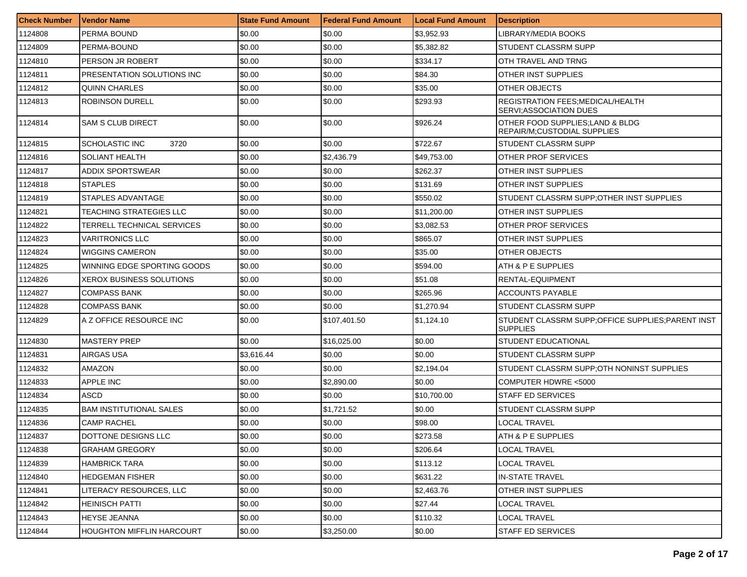| Check Number | Vendor Name | State Fund Amount | Federal Fund Amount | Local Fund Amount | Description |
| --- | --- | --- | --- | --- | --- |
| 1124808 | PERMA BOUND | $0.00 | $0.00 | $3,952.93 | LIBRARY/MEDIA BOOKS |
| 1124809 | PERMA-BOUND | $0.00 | $0.00 | $5,382.82 | STUDENT CLASSRM SUPP |
| 1124810 | PERSON JR ROBERT | $0.00 | $0.00 | $334.17 | OTH TRAVEL AND TRNG |
| 1124811 | PRESENTATION SOLUTIONS INC | $0.00 | $0.00 | $84.30 | OTHER INST SUPPLIES |
| 1124812 | QUINN CHARLES | $0.00 | $0.00 | $35.00 | OTHER OBJECTS |
| 1124813 | ROBINSON DURELL | $0.00 | $0.00 | $293.93 | REGISTRATION FEES;MEDICAL/HEALTH SERVI;ASSOCIATION DUES |
| 1124814 | SAM S CLUB DIRECT | $0.00 | $0.00 | $926.24 | OTHER FOOD SUPPLIES;LAND & BLDG REPAIR/M;CUSTODIAL SUPPLIES |
| 1124815 | SCHOLASTIC INC 3720 | $0.00 | $0.00 | $722.67 | STUDENT CLASSRM SUPP |
| 1124816 | SOLIANT HEALTH | $0.00 | $2,436.79 | $49,753.00 | OTHER PROF SERVICES |
| 1124817 | ADDIX SPORTSWEAR | $0.00 | $0.00 | $262.37 | OTHER INST SUPPLIES |
| 1124818 | STAPLES | $0.00 | $0.00 | $131.69 | OTHER INST SUPPLIES |
| 1124819 | STAPLES ADVANTAGE | $0.00 | $0.00 | $550.02 | STUDENT CLASSRM SUPP;OTHER INST SUPPLIES |
| 1124821 | TEACHING STRATEGIES LLC | $0.00 | $0.00 | $11,200.00 | OTHER INST SUPPLIES |
| 1124822 | TERRELL TECHNICAL SERVICES | $0.00 | $0.00 | $3,082.53 | OTHER PROF SERVICES |
| 1124823 | VARITRONICS LLC | $0.00 | $0.00 | $865.07 | OTHER INST SUPPLIES |
| 1124824 | WIGGINS CAMERON | $0.00 | $0.00 | $35.00 | OTHER OBJECTS |
| 1124825 | WINNING EDGE SPORTING GOODS | $0.00 | $0.00 | $594.00 | ATH & P E SUPPLIES |
| 1124826 | XEROX BUSINESS SOLUTIONS | $0.00 | $0.00 | $51.08 | RENTAL-EQUIPMENT |
| 1124827 | COMPASS BANK | $0.00 | $0.00 | $265.96 | ACCOUNTS PAYABLE |
| 1124828 | COMPASS BANK | $0.00 | $0.00 | $1,270.94 | STUDENT CLASSRM SUPP |
| 1124829 | A Z OFFICE RESOURCE INC | $0.00 | $107,401.50 | $1,124.10 | STUDENT CLASSRM SUPP;OFFICE SUPPLIES;PARENT INST SUPPLIES |
| 1124830 | MASTERY PREP | $0.00 | $16,025.00 | $0.00 | STUDENT EDUCATIONAL |
| 1124831 | AIRGAS USA | $3,616.44 | $0.00 | $0.00 | STUDENT CLASSRM SUPP |
| 1124832 | AMAZON | $0.00 | $0.00 | $2,194.04 | STUDENT CLASSRM SUPP;OTH NONINST SUPPLIES |
| 1124833 | APPLE INC | $0.00 | $2,890.00 | $0.00 | COMPUTER HDWRE <5000 |
| 1124834 | ASCD | $0.00 | $0.00 | $10,700.00 | STAFF ED SERVICES |
| 1124835 | BAM INSTITUTIONAL SALES | $0.00 | $1,721.52 | $0.00 | STUDENT CLASSRM SUPP |
| 1124836 | CAMP RACHEL | $0.00 | $0.00 | $98.00 | LOCAL TRAVEL |
| 1124837 | DOTTONE DESIGNS LLC | $0.00 | $0.00 | $273.58 | ATH & P E SUPPLIES |
| 1124838 | GRAHAM GREGORY | $0.00 | $0.00 | $206.64 | LOCAL TRAVEL |
| 1124839 | HAMBRICK TARA | $0.00 | $0.00 | $113.12 | LOCAL TRAVEL |
| 1124840 | HEDGEMAN FISHER | $0.00 | $0.00 | $631.22 | IN-STATE TRAVEL |
| 1124841 | LITERACY RESOURCES, LLC | $0.00 | $0.00 | $2,463.76 | OTHER INST SUPPLIES |
| 1124842 | HEINISCH PATTI | $0.00 | $0.00 | $27.44 | LOCAL TRAVEL |
| 1124843 | HEYSE JEANNA | $0.00 | $0.00 | $110.32 | LOCAL TRAVEL |
| 1124844 | HOUGHTON MIFFLIN HARCOURT | $0.00 | $3,250.00 | $0.00 | STAFF ED SERVICES |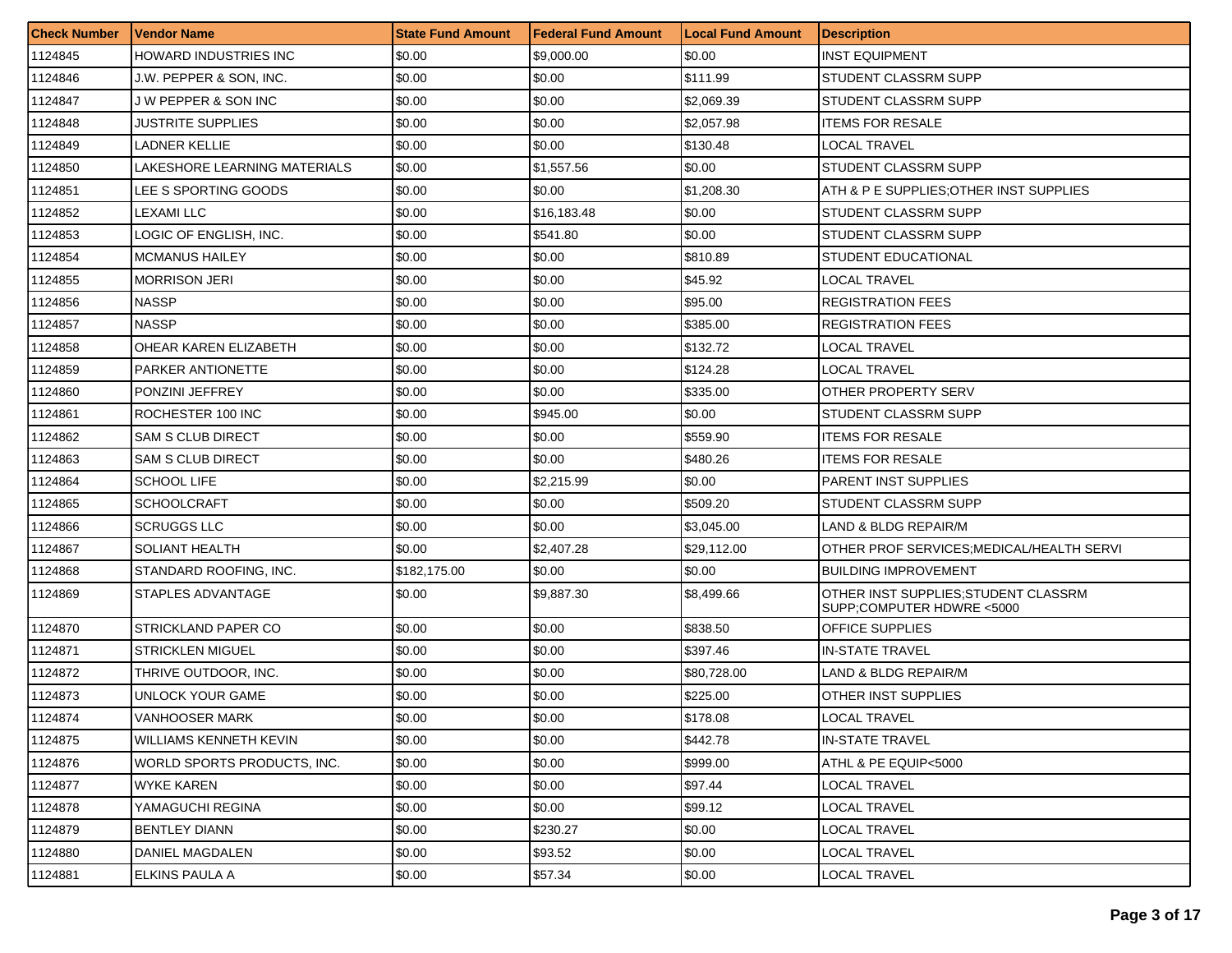| Check Number | Vendor Name | State Fund Amount | Federal Fund Amount | Local Fund Amount | Description |
|---|---|---|---|---|---|
| 1124845 | HOWARD INDUSTRIES INC | $0.00 | $9,000.00 | $0.00 | INST EQUIPMENT |
| 1124846 | J.W. PEPPER & SON, INC. | $0.00 | $0.00 | $111.99 | STUDENT CLASSRM SUPP |
| 1124847 | J W PEPPER & SON INC | $0.00 | $0.00 | $2,069.39 | STUDENT CLASSRM SUPP |
| 1124848 | JUSTRITE SUPPLIES | $0.00 | $0.00 | $2,057.98 | ITEMS FOR RESALE |
| 1124849 | LADNER KELLIE | $0.00 | $0.00 | $130.48 | LOCAL TRAVEL |
| 1124850 | LAKESHORE LEARNING MATERIALS | $0.00 | $1,557.56 | $0.00 | STUDENT CLASSRM SUPP |
| 1124851 | LEE S SPORTING GOODS | $0.00 | $0.00 | $1,208.30 | ATH & P E SUPPLIES;OTHER INST SUPPLIES |
| 1124852 | LEXAMI LLC | $0.00 | $16,183.48 | $0.00 | STUDENT CLASSRM SUPP |
| 1124853 | LOGIC OF ENGLISH, INC. | $0.00 | $541.80 | $0.00 | STUDENT CLASSRM SUPP |
| 1124854 | MCMANUS HAILEY | $0.00 | $0.00 | $810.89 | STUDENT EDUCATIONAL |
| 1124855 | MORRISON JERI | $0.00 | $0.00 | $45.92 | LOCAL TRAVEL |
| 1124856 | NASSP | $0.00 | $0.00 | $95.00 | REGISTRATION FEES |
| 1124857 | NASSP | $0.00 | $0.00 | $385.00 | REGISTRATION FEES |
| 1124858 | OHEAR KAREN ELIZABETH | $0.00 | $0.00 | $132.72 | LOCAL TRAVEL |
| 1124859 | PARKER ANTIONETTE | $0.00 | $0.00 | $124.28 | LOCAL TRAVEL |
| 1124860 | PONZINI JEFFREY | $0.00 | $0.00 | $335.00 | OTHER PROPERTY SERV |
| 1124861 | ROCHESTER 100 INC | $0.00 | $945.00 | $0.00 | STUDENT CLASSRM SUPP |
| 1124862 | SAM S CLUB DIRECT | $0.00 | $0.00 | $559.90 | ITEMS FOR RESALE |
| 1124863 | SAM S CLUB DIRECT | $0.00 | $0.00 | $480.26 | ITEMS FOR RESALE |
| 1124864 | SCHOOL LIFE | $0.00 | $2,215.99 | $0.00 | PARENT INST SUPPLIES |
| 1124865 | SCHOOLCRAFT | $0.00 | $0.00 | $509.20 | STUDENT CLASSRM SUPP |
| 1124866 | SCRUGGS LLC | $0.00 | $0.00 | $3,045.00 | LAND & BLDG REPAIR/M |
| 1124867 | SOLIANT HEALTH | $0.00 | $2,407.28 | $29,112.00 | OTHER PROF SERVICES;MEDICAL/HEALTH SERVI |
| 1124868 | STANDARD ROOFING, INC. | $182,175.00 | $0.00 | $0.00 | BUILDING IMPROVEMENT |
| 1124869 | STAPLES ADVANTAGE | $0.00 | $9,887.30 | $8,499.66 | OTHER INST SUPPLIES;STUDENT CLASSRM SUPP;COMPUTER HDWRE <5000 |
| 1124870 | STRICKLAND PAPER CO | $0.00 | $0.00 | $838.50 | OFFICE SUPPLIES |
| 1124871 | STRICKLEN MIGUEL | $0.00 | $0.00 | $397.46 | IN-STATE TRAVEL |
| 1124872 | THRIVE OUTDOOR, INC. | $0.00 | $0.00 | $80,728.00 | LAND & BLDG REPAIR/M |
| 1124873 | UNLOCK YOUR GAME | $0.00 | $0.00 | $225.00 | OTHER INST SUPPLIES |
| 1124874 | VANHOOSER MARK | $0.00 | $0.00 | $178.08 | LOCAL TRAVEL |
| 1124875 | WILLIAMS KENNETH KEVIN | $0.00 | $0.00 | $442.78 | IN-STATE TRAVEL |
| 1124876 | WORLD SPORTS PRODUCTS, INC. | $0.00 | $0.00 | $999.00 | ATHL & PE EQUIP<5000 |
| 1124877 | WYKE KAREN | $0.00 | $0.00 | $97.44 | LOCAL TRAVEL |
| 1124878 | YAMAGUCHI REGINA | $0.00 | $0.00 | $99.12 | LOCAL TRAVEL |
| 1124879 | BENTLEY DIANN | $0.00 | $230.27 | $0.00 | LOCAL TRAVEL |
| 1124880 | DANIEL MAGDALEN | $0.00 | $93.52 | $0.00 | LOCAL TRAVEL |
| 1124881 | ELKINS PAULA A | $0.00 | $57.34 | $0.00 | LOCAL TRAVEL |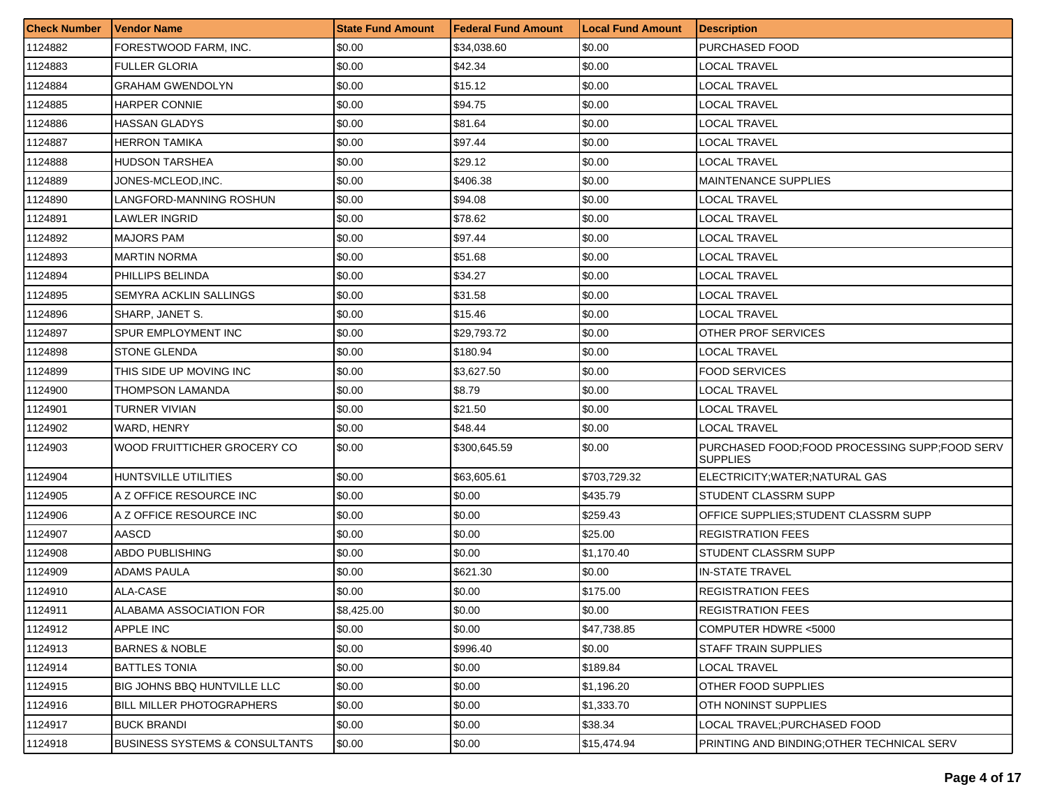| Check Number | Vendor Name | State Fund Amount | Federal Fund Amount | Local Fund Amount | Description |
|---|---|---|---|---|---|
| 1124882 | FORESTWOOD FARM, INC. | $0.00 | $34,038.60 | $0.00 | PURCHASED FOOD |
| 1124883 | FULLER GLORIA | $0.00 | $42.34 | $0.00 | LOCAL TRAVEL |
| 1124884 | GRAHAM GWENDOLYN | $0.00 | $15.12 | $0.00 | LOCAL TRAVEL |
| 1124885 | HARPER CONNIE | $0.00 | $94.75 | $0.00 | LOCAL TRAVEL |
| 1124886 | HASSAN GLADYS | $0.00 | $81.64 | $0.00 | LOCAL TRAVEL |
| 1124887 | HERRON TAMIKA | $0.00 | $97.44 | $0.00 | LOCAL TRAVEL |
| 1124888 | HUDSON TARSHEA | $0.00 | $29.12 | $0.00 | LOCAL TRAVEL |
| 1124889 | JONES-MCLEOD,INC. | $0.00 | $406.38 | $0.00 | MAINTENANCE SUPPLIES |
| 1124890 | LANGFORD-MANNING ROSHUN | $0.00 | $94.08 | $0.00 | LOCAL TRAVEL |
| 1124891 | LAWLER INGRID | $0.00 | $78.62 | $0.00 | LOCAL TRAVEL |
| 1124892 | MAJORS PAM | $0.00 | $97.44 | $0.00 | LOCAL TRAVEL |
| 1124893 | MARTIN NORMA | $0.00 | $51.68 | $0.00 | LOCAL TRAVEL |
| 1124894 | PHILLIPS BELINDA | $0.00 | $34.27 | $0.00 | LOCAL TRAVEL |
| 1124895 | SEMYRA ACKLIN SALLINGS | $0.00 | $31.58 | $0.00 | LOCAL TRAVEL |
| 1124896 | SHARP, JANET S. | $0.00 | $15.46 | $0.00 | LOCAL TRAVEL |
| 1124897 | SPUR EMPLOYMENT INC | $0.00 | $29,793.72 | $0.00 | OTHER PROF SERVICES |
| 1124898 | STONE GLENDA | $0.00 | $180.94 | $0.00 | LOCAL TRAVEL |
| 1124899 | THIS SIDE UP MOVING INC | $0.00 | $3,627.50 | $0.00 | FOOD SERVICES |
| 1124900 | THOMPSON LAMANDA | $0.00 | $8.79 | $0.00 | LOCAL TRAVEL |
| 1124901 | TURNER VIVIAN | $0.00 | $21.50 | $0.00 | LOCAL TRAVEL |
| 1124902 | WARD, HENRY | $0.00 | $48.44 | $0.00 | LOCAL TRAVEL |
| 1124903 | WOOD FRUITTICHER GROCERY CO | $0.00 | $300,645.59 | $0.00 | PURCHASED FOOD;FOOD PROCESSING SUPP;FOOD SERV SUPPLIES |
| 1124904 | HUNTSVILLE UTILITIES | $0.00 | $63,605.61 | $703,729.32 | ELECTRICITY;WATER;NATURAL GAS |
| 1124905 | A Z OFFICE RESOURCE INC | $0.00 | $0.00 | $435.79 | STUDENT CLASSRM SUPP |
| 1124906 | A Z OFFICE RESOURCE INC | $0.00 | $0.00 | $259.43 | OFFICE SUPPLIES;STUDENT CLASSRM SUPP |
| 1124907 | AASCD | $0.00 | $0.00 | $25.00 | REGISTRATION FEES |
| 1124908 | ABDO PUBLISHING | $0.00 | $0.00 | $1,170.40 | STUDENT CLASSRM SUPP |
| 1124909 | ADAMS PAULA | $0.00 | $621.30 | $0.00 | IN-STATE TRAVEL |
| 1124910 | ALA-CASE | $0.00 | $0.00 | $175.00 | REGISTRATION FEES |
| 1124911 | ALABAMA ASSOCIATION FOR | $8,425.00 | $0.00 | $0.00 | REGISTRATION FEES |
| 1124912 | APPLE INC | $0.00 | $0.00 | $47,738.85 | COMPUTER HDWRE <5000 |
| 1124913 | BARNES & NOBLE | $0.00 | $996.40 | $0.00 | STAFF TRAIN SUPPLIES |
| 1124914 | BATTLES TONIA | $0.00 | $0.00 | $189.84 | LOCAL TRAVEL |
| 1124915 | BIG JOHNS BBQ HUNTVILLE LLC | $0.00 | $0.00 | $1,196.20 | OTHER FOOD SUPPLIES |
| 1124916 | BILL MILLER PHOTOGRAPHERS | $0.00 | $0.00 | $1,333.70 | OTH NONINST SUPPLIES |
| 1124917 | BUCK BRANDI | $0.00 | $0.00 | $38.34 | LOCAL TRAVEL;PURCHASED FOOD |
| 1124918 | BUSINESS SYSTEMS & CONSULTANTS | $0.00 | $0.00 | $15,474.94 | PRINTING AND BINDING;OTHER TECHNICAL SERV |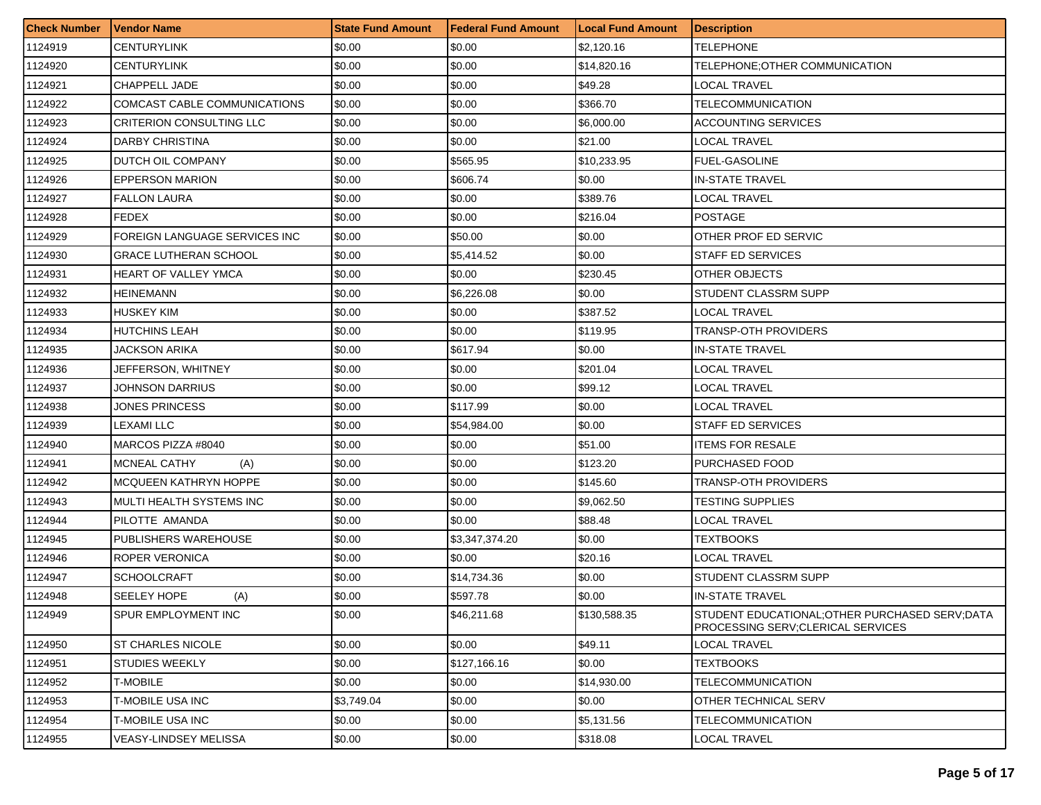| Check Number | Vendor Name | State Fund Amount | Federal Fund Amount | Local Fund Amount | Description |
| --- | --- | --- | --- | --- | --- |
| 1124919 | CENTURYLINK | $0.00 | $0.00 | $2,120.16 | TELEPHONE |
| 1124920 | CENTURYLINK | $0.00 | $0.00 | $14,820.16 | TELEPHONE;OTHER COMMUNICATION |
| 1124921 | CHAPPELL JADE | $0.00 | $0.00 | $49.28 | LOCAL TRAVEL |
| 1124922 | COMCAST CABLE COMMUNICATIONS | $0.00 | $0.00 | $366.70 | TELECOMMUNICATION |
| 1124923 | CRITERION CONSULTING LLC | $0.00 | $0.00 | $6,000.00 | ACCOUNTING SERVICES |
| 1124924 | DARBY CHRISTINA | $0.00 | $0.00 | $21.00 | LOCAL TRAVEL |
| 1124925 | DUTCH OIL COMPANY | $0.00 | $565.95 | $10,233.95 | FUEL-GASOLINE |
| 1124926 | EPPERSON MARION | $0.00 | $606.74 | $0.00 | IN-STATE TRAVEL |
| 1124927 | FALLON LAURA | $0.00 | $0.00 | $389.76 | LOCAL TRAVEL |
| 1124928 | FEDEX | $0.00 | $0.00 | $216.04 | POSTAGE |
| 1124929 | FOREIGN LANGUAGE SERVICES INC | $0.00 | $50.00 | $0.00 | OTHER PROF ED SERVIC |
| 1124930 | GRACE LUTHERAN SCHOOL | $0.00 | $5,414.52 | $0.00 | STAFF ED SERVICES |
| 1124931 | HEART OF VALLEY YMCA | $0.00 | $0.00 | $230.45 | OTHER OBJECTS |
| 1124932 | HEINEMANN | $0.00 | $6,226.08 | $0.00 | STUDENT CLASSRM SUPP |
| 1124933 | HUSKEY KIM | $0.00 | $0.00 | $387.52 | LOCAL TRAVEL |
| 1124934 | HUTCHINS LEAH | $0.00 | $0.00 | $119.95 | TRANSP-OTH PROVIDERS |
| 1124935 | JACKSON ARIKA | $0.00 | $617.94 | $0.00 | IN-STATE TRAVEL |
| 1124936 | JEFFERSON, WHITNEY | $0.00 | $0.00 | $201.04 | LOCAL TRAVEL |
| 1124937 | JOHNSON DARRIUS | $0.00 | $0.00 | $99.12 | LOCAL TRAVEL |
| 1124938 | JONES PRINCESS | $0.00 | $117.99 | $0.00 | LOCAL TRAVEL |
| 1124939 | LEXAMI LLC | $0.00 | $54,984.00 | $0.00 | STAFF ED SERVICES |
| 1124940 | MARCOS PIZZA #8040 | $0.00 | $0.00 | $51.00 | ITEMS FOR RESALE |
| 1124941 | MCNEAL CATHY (A) | $0.00 | $0.00 | $123.20 | PURCHASED FOOD |
| 1124942 | MCQUEEN KATHRYN HOPPE | $0.00 | $0.00 | $145.60 | TRANSP-OTH PROVIDERS |
| 1124943 | MULTI HEALTH SYSTEMS INC | $0.00 | $0.00 | $9,062.50 | TESTING SUPPLIES |
| 1124944 | PILOTTE AMANDA | $0.00 | $0.00 | $88.48 | LOCAL TRAVEL |
| 1124945 | PUBLISHERS WAREHOUSE | $0.00 | $3,347,374.20 | $0.00 | TEXTBOOKS |
| 1124946 | ROPER VERONICA | $0.00 | $0.00 | $20.16 | LOCAL TRAVEL |
| 1124947 | SCHOOLCRAFT | $0.00 | $14,734.36 | $0.00 | STUDENT CLASSRM SUPP |
| 1124948 | SEELEY HOPE (A) | $0.00 | $597.78 | $0.00 | IN-STATE TRAVEL |
| 1124949 | SPUR EMPLOYMENT INC | $0.00 | $46,211.68 | $130,588.35 | STUDENT EDUCATIONAL;OTHER PURCHASED SERV;DATA PROCESSING SERV;CLERICAL SERVICES |
| 1124950 | ST CHARLES NICOLE | $0.00 | $0.00 | $49.11 | LOCAL TRAVEL |
| 1124951 | STUDIES WEEKLY | $0.00 | $127,166.16 | $0.00 | TEXTBOOKS |
| 1124952 | T-MOBILE | $0.00 | $0.00 | $14,930.00 | TELECOMMUNICATION |
| 1124953 | T-MOBILE USA INC | $3,749.04 | $0.00 | $0.00 | OTHER TECHNICAL SERV |
| 1124954 | T-MOBILE USA INC | $0.00 | $0.00 | $5,131.56 | TELECOMMUNICATION |
| 1124955 | VEASY-LINDSEY MELISSA | $0.00 | $0.00 | $318.08 | LOCAL TRAVEL |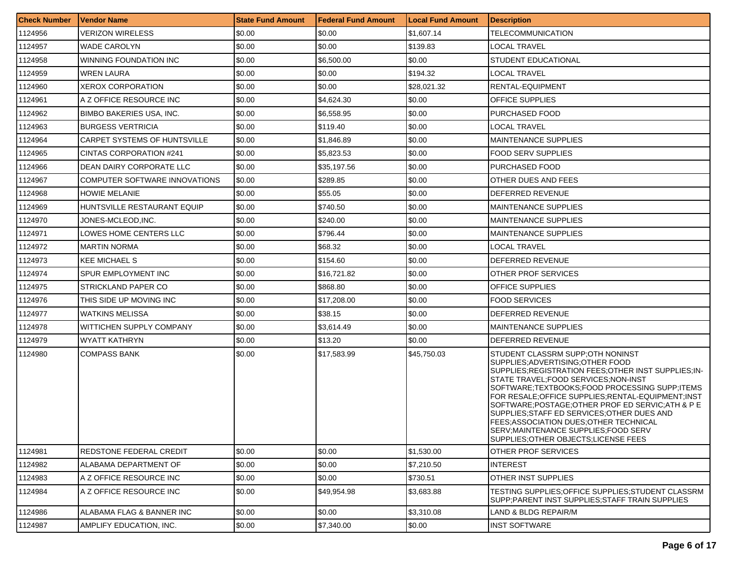| Check Number | Vendor Name | State Fund Amount | Federal Fund Amount | Local Fund Amount | Description |
|---|---|---|---|---|---|
| 1124956 | VERIZON WIRELESS | $0.00 | $0.00 | $1,607.14 | TELECOMMUNICATION |
| 1124957 | WADE CAROLYN | $0.00 | $0.00 | $139.83 | LOCAL TRAVEL |
| 1124958 | WINNING FOUNDATION INC | $0.00 | $6,500.00 | $0.00 | STUDENT EDUCATIONAL |
| 1124959 | WREN LAURA | $0.00 | $0.00 | $194.32 | LOCAL TRAVEL |
| 1124960 | XEROX CORPORATION | $0.00 | $0.00 | $28,021.32 | RENTAL-EQUIPMENT |
| 1124961 | A Z OFFICE RESOURCE INC | $0.00 | $4,624.30 | $0.00 | OFFICE SUPPLIES |
| 1124962 | BIMBO BAKERIES USA, INC. | $0.00 | $6,558.95 | $0.00 | PURCHASED FOOD |
| 1124963 | BURGESS VERTRICIA | $0.00 | $119.40 | $0.00 | LOCAL TRAVEL |
| 1124964 | CARPET SYSTEMS OF HUNTSVILLE | $0.00 | $1,846.89 | $0.00 | MAINTENANCE SUPPLIES |
| 1124965 | CINTAS CORPORATION #241 | $0.00 | $5,823.53 | $0.00 | FOOD SERV SUPPLIES |
| 1124966 | DEAN DAIRY CORPORATE LLC | $0.00 | $35,197.56 | $0.00 | PURCHASED FOOD |
| 1124967 | COMPUTER SOFTWARE INNOVATIONS | $0.00 | $289.85 | $0.00 | OTHER DUES AND FEES |
| 1124968 | HOWIE MELANIE | $0.00 | $55.05 | $0.00 | DEFERRED REVENUE |
| 1124969 | HUNTSVILLE RESTAURANT EQUIP | $0.00 | $740.50 | $0.00 | MAINTENANCE SUPPLIES |
| 1124970 | JONES-MCLEOD,INC. | $0.00 | $240.00 | $0.00 | MAINTENANCE SUPPLIES |
| 1124971 | LOWES HOME CENTERS LLC | $0.00 | $796.44 | $0.00 | MAINTENANCE SUPPLIES |
| 1124972 | MARTIN NORMA | $0.00 | $68.32 | $0.00 | LOCAL TRAVEL |
| 1124973 | KEE MICHAEL S | $0.00 | $154.60 | $0.00 | DEFERRED REVENUE |
| 1124974 | SPUR EMPLOYMENT INC | $0.00 | $16,721.82 | $0.00 | OTHER PROF SERVICES |
| 1124975 | STRICKLAND PAPER CO | $0.00 | $868.80 | $0.00 | OFFICE SUPPLIES |
| 1124976 | THIS SIDE UP MOVING INC | $0.00 | $17,208.00 | $0.00 | FOOD SERVICES |
| 1124977 | WATKINS MELISSA | $0.00 | $38.15 | $0.00 | DEFERRED REVENUE |
| 1124978 | WITTICHEN SUPPLY COMPANY | $0.00 | $3,614.49 | $0.00 | MAINTENANCE SUPPLIES |
| 1124979 | WYATT KATHRYN | $0.00 | $13.20 | $0.00 | DEFERRED REVENUE |
| 1124980 | COMPASS BANK | $0.00 | $17,583.99 | $45,750.03 | STUDENT CLASSRM SUPP;OTH NONINST SUPPLIES;ADVERTISING;OTHER FOOD SUPPLIES;REGISTRATION FEES;OTHER INST SUPPLIES;IN-STATE TRAVEL;FOOD SERVICES;NON-INST SOFTWARE;TEXTBOOKS;FOOD PROCESSING SUPP;ITEMS FOR RESALE;OFFICE SUPPLIES;RENTAL-EQUIPMENT;INST SOFTWARE;POSTAGE;OTHER PROF ED SERVIC;ATH & P E SUPPLIES;STAFF ED SERVICES;OTHER DUES AND FEES;ASSOCIATION DUES;OTHER TECHNICAL SERV;MAINTENANCE SUPPLIES;FOOD SERV SUPPLIES;OTHER OBJECTS;LICENSE FEES |
| 1124981 | REDSTONE FEDERAL CREDIT | $0.00 | $0.00 | $1,530.00 | OTHER PROF SERVICES |
| 1124982 | ALABAMA DEPARTMENT OF | $0.00 | $0.00 | $7,210.50 | INTEREST |
| 1124983 | A Z OFFICE RESOURCE INC | $0.00 | $0.00 | $730.51 | OTHER INST SUPPLIES |
| 1124984 | A Z OFFICE RESOURCE INC | $0.00 | $49,954.98 | $3,683.88 | TESTING SUPPLIES;OFFICE SUPPLIES;STUDENT CLASSRM SUPP;PARENT INST SUPPLIES;STAFF TRAIN SUPPLIES |
| 1124986 | ALABAMA FLAG & BANNER INC | $0.00 | $0.00 | $3,310.08 | LAND & BLDG REPAIR/M |
| 1124987 | AMPLIFY EDUCATION, INC. | $0.00 | $7,340.00 | $0.00 | INST SOFTWARE |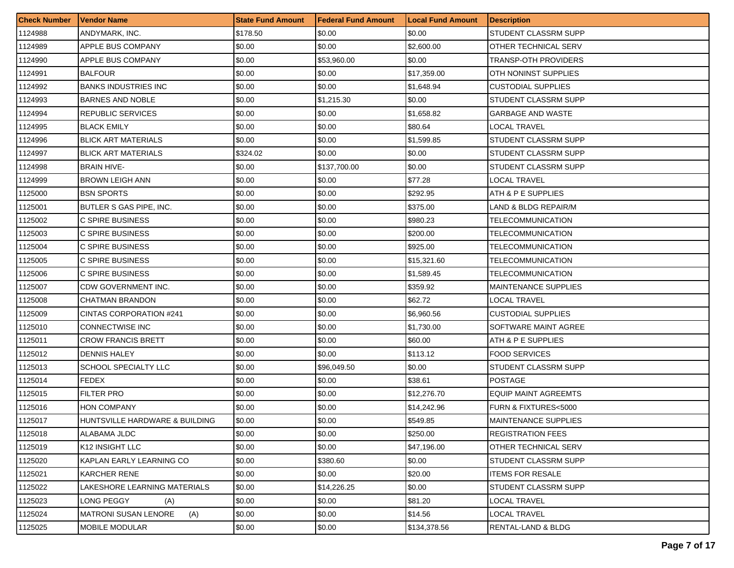| Check Number | Vendor Name | State Fund Amount | Federal Fund Amount | Local Fund Amount | Description |
|---|---|---|---|---|---|
| 1124988 | ANDYMARK, INC. | $178.50 | $0.00 | $0.00 | STUDENT CLASSRM SUPP |
| 1124989 | APPLE BUS COMPANY | $0.00 | $0.00 | $2,600.00 | OTHER TECHNICAL SERV |
| 1124990 | APPLE BUS COMPANY | $0.00 | $53,960.00 | $0.00 | TRANSP-OTH PROVIDERS |
| 1124991 | BALFOUR | $0.00 | $0.00 | $17,359.00 | OTH NONINST SUPPLIES |
| 1124992 | BANKS INDUSTRIES INC | $0.00 | $0.00 | $1,648.94 | CUSTODIAL SUPPLIES |
| 1124993 | BARNES AND NOBLE | $0.00 | $1,215.30 | $0.00 | STUDENT CLASSRM SUPP |
| 1124994 | REPUBLIC SERVICES | $0.00 | $0.00 | $1,658.82 | GARBAGE AND WASTE |
| 1124995 | BLACK EMILY | $0.00 | $0.00 | $80.64 | LOCAL TRAVEL |
| 1124996 | BLICK ART MATERIALS | $0.00 | $0.00 | $1,599.85 | STUDENT CLASSRM SUPP |
| 1124997 | BLICK ART MATERIALS | $324.02 | $0.00 | $0.00 | STUDENT CLASSRM SUPP |
| 1124998 | BRAIN HIVE- | $0.00 | $137,700.00 | $0.00 | STUDENT CLASSRM SUPP |
| 1124999 | BROWN LEIGH ANN | $0.00 | $0.00 | $77.28 | LOCAL TRAVEL |
| 1125000 | BSN SPORTS | $0.00 | $0.00 | $292.95 | ATH & P E SUPPLIES |
| 1125001 | BUTLER S GAS PIPE, INC. | $0.00 | $0.00 | $375.00 | LAND & BLDG REPAIR/M |
| 1125002 | C SPIRE BUSINESS | $0.00 | $0.00 | $980.23 | TELECOMMUNICATION |
| 1125003 | C SPIRE BUSINESS | $0.00 | $0.00 | $200.00 | TELECOMMUNICATION |
| 1125004 | C SPIRE BUSINESS | $0.00 | $0.00 | $925.00 | TELECOMMUNICATION |
| 1125005 | C SPIRE BUSINESS | $0.00 | $0.00 | $15,321.60 | TELECOMMUNICATION |
| 1125006 | C SPIRE BUSINESS | $0.00 | $0.00 | $1,589.45 | TELECOMMUNICATION |
| 1125007 | CDW GOVERNMENT INC. | $0.00 | $0.00 | $359.92 | MAINTENANCE SUPPLIES |
| 1125008 | CHATMAN BRANDON | $0.00 | $0.00 | $62.72 | LOCAL TRAVEL |
| 1125009 | CINTAS CORPORATION #241 | $0.00 | $0.00 | $6,960.56 | CUSTODIAL SUPPLIES |
| 1125010 | CONNECTWISE INC | $0.00 | $0.00 | $1,730.00 | SOFTWARE MAINT AGREE |
| 1125011 | CROW FRANCIS BRETT | $0.00 | $0.00 | $60.00 | ATH & P E SUPPLIES |
| 1125012 | DENNIS HALEY | $0.00 | $0.00 | $113.12 | FOOD SERVICES |
| 1125013 | SCHOOL SPECIALTY LLC | $0.00 | $96,049.50 | $0.00 | STUDENT CLASSRM SUPP |
| 1125014 | FEDEX | $0.00 | $0.00 | $38.61 | POSTAGE |
| 1125015 | FILTER PRO | $0.00 | $0.00 | $12,276.70 | EQUIP MAINT AGREEMTS |
| 1125016 | HON COMPANY | $0.00 | $0.00 | $14,242.96 | FURN & FIXTURES<5000 |
| 1125017 | HUNTSVILLE HARDWARE & BUILDING | $0.00 | $0.00 | $549.85 | MAINTENANCE SUPPLIES |
| 1125018 | ALABAMA JLDC | $0.00 | $0.00 | $250.00 | REGISTRATION FEES |
| 1125019 | K12 INSIGHT LLC | $0.00 | $0.00 | $47,196.00 | OTHER TECHNICAL SERV |
| 1125020 | KAPLAN EARLY LEARNING CO | $0.00 | $380.60 | $0.00 | STUDENT CLASSRM SUPP |
| 1125021 | KARCHER RENE | $0.00 | $0.00 | $20.00 | ITEMS FOR RESALE |
| 1125022 | LAKESHORE LEARNING MATERIALS | $0.00 | $14,226.25 | $0.00 | STUDENT CLASSRM SUPP |
| 1125023 | LONG PEGGY (A) | $0.00 | $0.00 | $81.20 | LOCAL TRAVEL |
| 1125024 | MATRONI SUSAN LENORE (A) | $0.00 | $0.00 | $14.56 | LOCAL TRAVEL |
| 1125025 | MOBILE MODULAR | $0.00 | $0.00 | $134,378.56 | RENTAL-LAND & BLDG |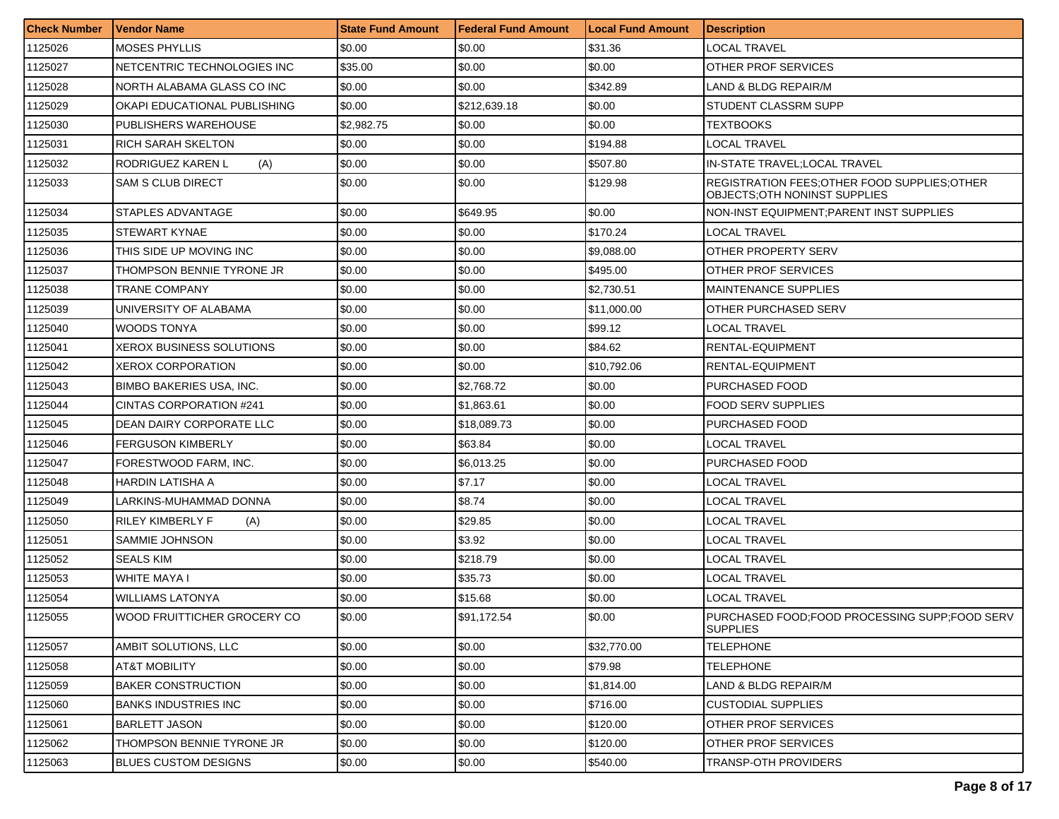| Check Number | Vendor Name | State Fund Amount | Federal Fund Amount | Local Fund Amount | Description |
|---|---|---|---|---|---|
| 1125026 | MOSES PHYLLIS | $0.00 | $0.00 | $31.36 | LOCAL TRAVEL |
| 1125027 | NETCENTRIC TECHNOLOGIES INC | $35.00 | $0.00 | $0.00 | OTHER PROF SERVICES |
| 1125028 | NORTH ALABAMA GLASS CO INC | $0.00 | $0.00 | $342.89 | LAND & BLDG REPAIR/M |
| 1125029 | OKAPI EDUCATIONAL PUBLISHING | $0.00 | $212,639.18 | $0.00 | STUDENT CLASSRM SUPP |
| 1125030 | PUBLISHERS WAREHOUSE | $2,982.75 | $0.00 | $0.00 | TEXTBOOKS |
| 1125031 | RICH SARAH SKELTON | $0.00 | $0.00 | $194.88 | LOCAL TRAVEL |
| 1125032 | RODRIGUEZ KAREN L (A) | $0.00 | $0.00 | $507.80 | IN-STATE TRAVEL;LOCAL TRAVEL |
| 1125033 | SAM S CLUB DIRECT | $0.00 | $0.00 | $129.98 | REGISTRATION FEES;OTHER FOOD SUPPLIES;OTHER OBJECTS;OTH NONINST SUPPLIES |
| 1125034 | STAPLES ADVANTAGE | $0.00 | $649.95 | $0.00 | NON-INST EQUIPMENT;PARENT INST SUPPLIES |
| 1125035 | STEWART KYNAE | $0.00 | $0.00 | $170.24 | LOCAL TRAVEL |
| 1125036 | THIS SIDE UP MOVING INC | $0.00 | $0.00 | $9,088.00 | OTHER PROPERTY SERV |
| 1125037 | THOMPSON BENNIE TYRONE JR | $0.00 | $0.00 | $495.00 | OTHER PROF SERVICES |
| 1125038 | TRANE COMPANY | $0.00 | $0.00 | $2,730.51 | MAINTENANCE SUPPLIES |
| 1125039 | UNIVERSITY OF ALABAMA | $0.00 | $0.00 | $11,000.00 | OTHER PURCHASED SERV |
| 1125040 | WOODS TONYA | $0.00 | $0.00 | $99.12 | LOCAL TRAVEL |
| 1125041 | XEROX BUSINESS SOLUTIONS | $0.00 | $0.00 | $84.62 | RENTAL-EQUIPMENT |
| 1125042 | XEROX CORPORATION | $0.00 | $0.00 | $10,792.06 | RENTAL-EQUIPMENT |
| 1125043 | BIMBO BAKERIES USA, INC. | $0.00 | $2,768.72 | $0.00 | PURCHASED FOOD |
| 1125044 | CINTAS CORPORATION #241 | $0.00 | $1,863.61 | $0.00 | FOOD SERV SUPPLIES |
| 1125045 | DEAN DAIRY CORPORATE LLC | $0.00 | $18,089.73 | $0.00 | PURCHASED FOOD |
| 1125046 | FERGUSON KIMBERLY | $0.00 | $63.84 | $0.00 | LOCAL TRAVEL |
| 1125047 | FORESTWOOD FARM, INC. | $0.00 | $6,013.25 | $0.00 | PURCHASED FOOD |
| 1125048 | HARDIN LATISHA A | $0.00 | $7.17 | $0.00 | LOCAL TRAVEL |
| 1125049 | LARKINS-MUHAMMAD DONNA | $0.00 | $8.74 | $0.00 | LOCAL TRAVEL |
| 1125050 | RILEY KIMBERLY F (A) | $0.00 | $29.85 | $0.00 | LOCAL TRAVEL |
| 1125051 | SAMMIE JOHNSON | $0.00 | $3.92 | $0.00 | LOCAL TRAVEL |
| 1125052 | SEALS KIM | $0.00 | $218.79 | $0.00 | LOCAL TRAVEL |
| 1125053 | WHITE MAYA I | $0.00 | $35.73 | $0.00 | LOCAL TRAVEL |
| 1125054 | WILLIAMS LATONYA | $0.00 | $15.68 | $0.00 | LOCAL TRAVEL |
| 1125055 | WOOD FRUITTICHER GROCERY CO | $0.00 | $91,172.54 | $0.00 | PURCHASED FOOD;FOOD PROCESSING SUPP;FOOD SERV SUPPLIES |
| 1125057 | AMBIT SOLUTIONS, LLC | $0.00 | $0.00 | $32,770.00 | TELEPHONE |
| 1125058 | AT&T MOBILITY | $0.00 | $0.00 | $79.98 | TELEPHONE |
| 1125059 | BAKER CONSTRUCTION | $0.00 | $0.00 | $1,814.00 | LAND & BLDG REPAIR/M |
| 1125060 | BANKS INDUSTRIES INC | $0.00 | $0.00 | $716.00 | CUSTODIAL SUPPLIES |
| 1125061 | BARLETT JASON | $0.00 | $0.00 | $120.00 | OTHER PROF SERVICES |
| 1125062 | THOMPSON BENNIE TYRONE JR | $0.00 | $0.00 | $120.00 | OTHER PROF SERVICES |
| 1125063 | BLUES CUSTOM DESIGNS | $0.00 | $0.00 | $540.00 | TRANSP-OTH PROVIDERS |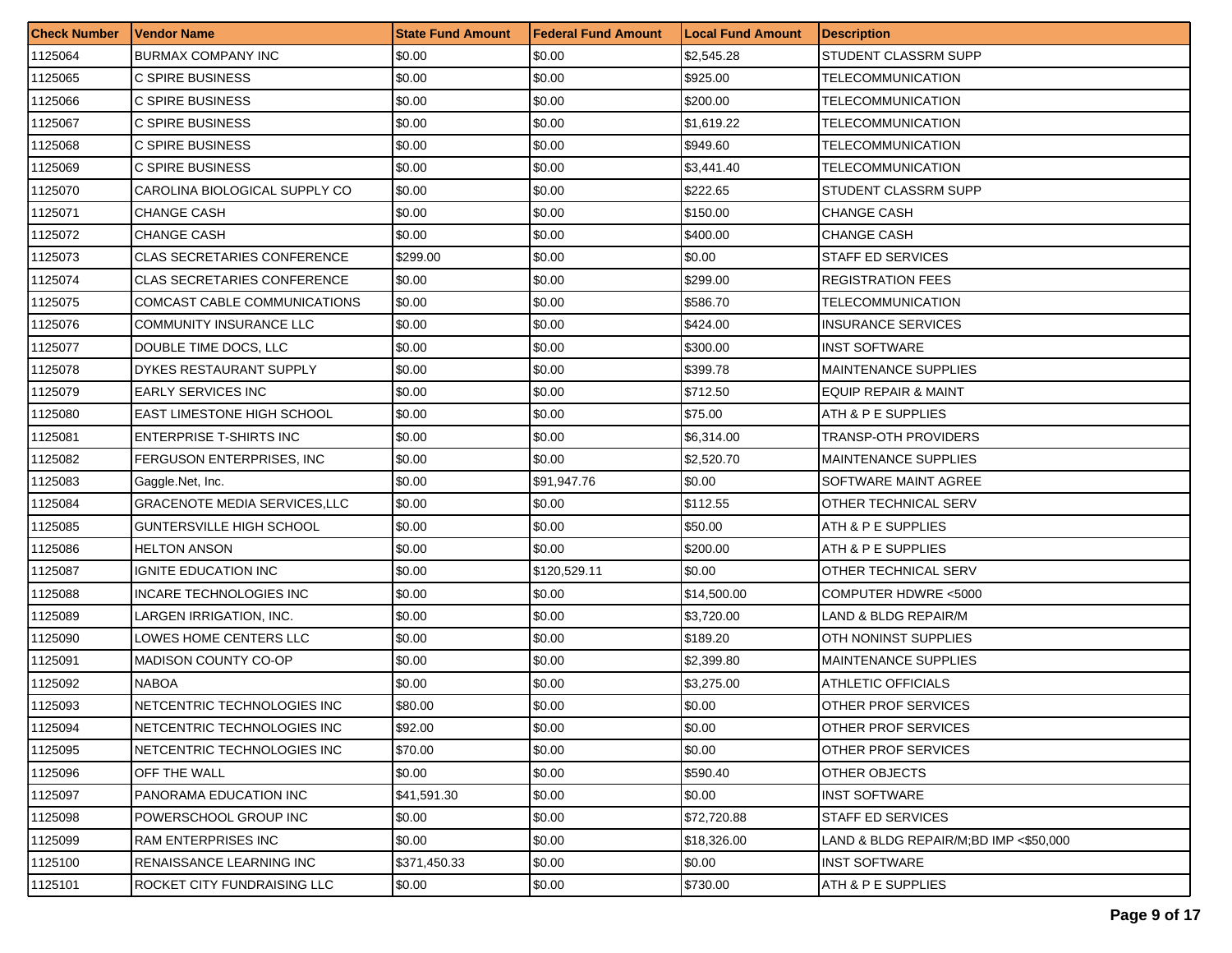| Check Number | Vendor Name | State Fund Amount | Federal Fund Amount | Local Fund Amount | Description |
| --- | --- | --- | --- | --- | --- |
| 1125064 | BURMAX COMPANY INC | $0.00 | $0.00 | $2,545.28 | STUDENT CLASSRM SUPP |
| 1125065 | C SPIRE BUSINESS | $0.00 | $0.00 | $925.00 | TELECOMMUNICATION |
| 1125066 | C SPIRE BUSINESS | $0.00 | $0.00 | $200.00 | TELECOMMUNICATION |
| 1125067 | C SPIRE BUSINESS | $0.00 | $0.00 | $1,619.22 | TELECOMMUNICATION |
| 1125068 | C SPIRE BUSINESS | $0.00 | $0.00 | $949.60 | TELECOMMUNICATION |
| 1125069 | C SPIRE BUSINESS | $0.00 | $0.00 | $3,441.40 | TELECOMMUNICATION |
| 1125070 | CAROLINA BIOLOGICAL SUPPLY CO | $0.00 | $0.00 | $222.65 | STUDENT CLASSRM SUPP |
| 1125071 | CHANGE CASH | $0.00 | $0.00 | $150.00 | CHANGE CASH |
| 1125072 | CHANGE CASH | $0.00 | $0.00 | $400.00 | CHANGE CASH |
| 1125073 | CLAS SECRETARIES CONFERENCE | $299.00 | $0.00 | $0.00 | STAFF ED SERVICES |
| 1125074 | CLAS SECRETARIES CONFERENCE | $0.00 | $0.00 | $299.00 | REGISTRATION FEES |
| 1125075 | COMCAST CABLE COMMUNICATIONS | $0.00 | $0.00 | $586.70 | TELECOMMUNICATION |
| 1125076 | COMMUNITY INSURANCE LLC | $0.00 | $0.00 | $424.00 | INSURANCE SERVICES |
| 1125077 | DOUBLE TIME DOCS, LLC | $0.00 | $0.00 | $300.00 | INST SOFTWARE |
| 1125078 | DYKES RESTAURANT SUPPLY | $0.00 | $0.00 | $399.78 | MAINTENANCE SUPPLIES |
| 1125079 | EARLY SERVICES INC | $0.00 | $0.00 | $712.50 | EQUIP REPAIR & MAINT |
| 1125080 | EAST LIMESTONE HIGH SCHOOL | $0.00 | $0.00 | $75.00 | ATH & P E SUPPLIES |
| 1125081 | ENTERPRISE T-SHIRTS INC | $0.00 | $0.00 | $6,314.00 | TRANSP-OTH PROVIDERS |
| 1125082 | FERGUSON ENTERPRISES, INC | $0.00 | $0.00 | $2,520.70 | MAINTENANCE SUPPLIES |
| 1125083 | Gaggle.Net, Inc. | $0.00 | $91,947.76 | $0.00 | SOFTWARE MAINT AGREE |
| 1125084 | GRACENOTE MEDIA SERVICES,LLC | $0.00 | $0.00 | $112.55 | OTHER TECHNICAL SERV |
| 1125085 | GUNTERSVILLE HIGH SCHOOL | $0.00 | $0.00 | $50.00 | ATH & P E SUPPLIES |
| 1125086 | HELTON ANSON | $0.00 | $0.00 | $200.00 | ATH & P E SUPPLIES |
| 1125087 | IGNITE EDUCATION INC | $0.00 | $120,529.11 | $0.00 | OTHER TECHNICAL SERV |
| 1125088 | INCARE TECHNOLOGIES INC | $0.00 | $0.00 | $14,500.00 | COMPUTER HDWRE <5000 |
| 1125089 | LARGEN IRRIGATION, INC. | $0.00 | $0.00 | $3,720.00 | LAND & BLDG REPAIR/M |
| 1125090 | LOWES HOME CENTERS LLC | $0.00 | $0.00 | $189.20 | OTH NONINST SUPPLIES |
| 1125091 | MADISON COUNTY CO-OP | $0.00 | $0.00 | $2,399.80 | MAINTENANCE SUPPLIES |
| 1125092 | NABOA | $0.00 | $0.00 | $3,275.00 | ATHLETIC OFFICIALS |
| 1125093 | NETCENTRIC TECHNOLOGIES INC | $80.00 | $0.00 | $0.00 | OTHER PROF SERVICES |
| 1125094 | NETCENTRIC TECHNOLOGIES INC | $92.00 | $0.00 | $0.00 | OTHER PROF SERVICES |
| 1125095 | NETCENTRIC TECHNOLOGIES INC | $70.00 | $0.00 | $0.00 | OTHER PROF SERVICES |
| 1125096 | OFF THE WALL | $0.00 | $0.00 | $590.40 | OTHER OBJECTS |
| 1125097 | PANORAMA EDUCATION INC | $41,591.30 | $0.00 | $0.00 | INST SOFTWARE |
| 1125098 | POWERSCHOOL GROUP INC | $0.00 | $0.00 | $72,720.88 | STAFF ED SERVICES |
| 1125099 | RAM ENTERPRISES INC | $0.00 | $0.00 | $18,326.00 | LAND & BLDG REPAIR/M;BD IMP <$50,000 |
| 1125100 | RENAISSANCE LEARNING INC | $371,450.33 | $0.00 | $0.00 | INST SOFTWARE |
| 1125101 | ROCKET CITY FUNDRAISING LLC | $0.00 | $0.00 | $730.00 | ATH & P E SUPPLIES |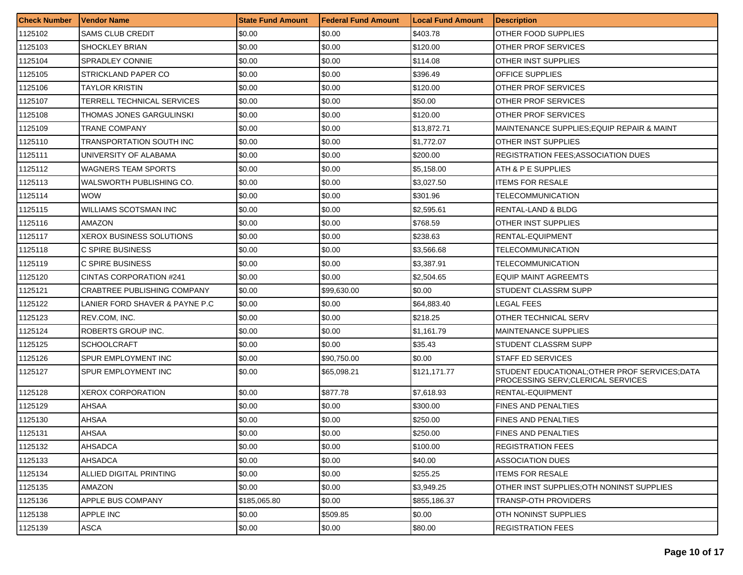| Check Number | Vendor Name | State Fund Amount | Federal Fund Amount | Local Fund Amount | Description |
|---|---|---|---|---|---|
| 1125102 | SAMS CLUB CREDIT | $0.00 | $0.00 | $403.78 | OTHER FOOD SUPPLIES |
| 1125103 | SHOCKLEY BRIAN | $0.00 | $0.00 | $120.00 | OTHER PROF SERVICES |
| 1125104 | SPRADLEY CONNIE | $0.00 | $0.00 | $114.08 | OTHER INST SUPPLIES |
| 1125105 | STRICKLAND PAPER CO | $0.00 | $0.00 | $396.49 | OFFICE SUPPLIES |
| 1125106 | TAYLOR KRISTIN | $0.00 | $0.00 | $120.00 | OTHER PROF SERVICES |
| 1125107 | TERRELL TECHNICAL SERVICES | $0.00 | $0.00 | $50.00 | OTHER PROF SERVICES |
| 1125108 | THOMAS JONES GARGULINSKI | $0.00 | $0.00 | $120.00 | OTHER PROF SERVICES |
| 1125109 | TRANE COMPANY | $0.00 | $0.00 | $13,872.71 | MAINTENANCE SUPPLIES;EQUIP REPAIR & MAINT |
| 1125110 | TRANSPORTATION SOUTH INC | $0.00 | $0.00 | $1,772.07 | OTHER INST SUPPLIES |
| 1125111 | UNIVERSITY OF ALABAMA | $0.00 | $0.00 | $200.00 | REGISTRATION FEES;ASSOCIATION DUES |
| 1125112 | WAGNERS TEAM SPORTS | $0.00 | $0.00 | $5,158.00 | ATH & P E SUPPLIES |
| 1125113 | WALSWORTH PUBLISHING CO. | $0.00 | $0.00 | $3,027.50 | ITEMS FOR RESALE |
| 1125114 | WOW | $0.00 | $0.00 | $301.96 | TELECOMMUNICATION |
| 1125115 | WILLIAMS SCOTSMAN INC | $0.00 | $0.00 | $2,595.61 | RENTAL-LAND & BLDG |
| 1125116 | AMAZON | $0.00 | $0.00 | $768.59 | OTHER INST SUPPLIES |
| 1125117 | XEROX BUSINESS SOLUTIONS | $0.00 | $0.00 | $238.63 | RENTAL-EQUIPMENT |
| 1125118 | C SPIRE BUSINESS | $0.00 | $0.00 | $3,566.68 | TELECOMMUNICATION |
| 1125119 | C SPIRE BUSINESS | $0.00 | $0.00 | $3,387.91 | TELECOMMUNICATION |
| 1125120 | CINTAS CORPORATION #241 | $0.00 | $0.00 | $2,504.65 | EQUIP MAINT AGREEMTS |
| 1125121 | CRABTREE PUBLISHING COMPANY | $0.00 | $99,630.00 | $0.00 | STUDENT CLASSRM SUPP |
| 1125122 | LANIER FORD SHAVER & PAYNE P.C | $0.00 | $0.00 | $64,883.40 | LEGAL FEES |
| 1125123 | REV.COM, INC. | $0.00 | $0.00 | $218.25 | OTHER TECHNICAL SERV |
| 1125124 | ROBERTS GROUP INC. | $0.00 | $0.00 | $1,161.79 | MAINTENANCE SUPPLIES |
| 1125125 | SCHOOLCRAFT | $0.00 | $0.00 | $35.43 | STUDENT CLASSRM SUPP |
| 1125126 | SPUR EMPLOYMENT INC | $0.00 | $90,750.00 | $0.00 | STAFF ED SERVICES |
| 1125127 | SPUR EMPLOYMENT INC | $0.00 | $65,098.21 | $121,171.77 | STUDENT EDUCATIONAL;OTHER PROF SERVICES;DATA PROCESSING SERV;CLERICAL SERVICES |
| 1125128 | XEROX CORPORATION | $0.00 | $877.78 | $7,618.93 | RENTAL-EQUIPMENT |
| 1125129 | AHSAA | $0.00 | $0.00 | $300.00 | FINES AND PENALTIES |
| 1125130 | AHSAA | $0.00 | $0.00 | $250.00 | FINES AND PENALTIES |
| 1125131 | AHSAA | $0.00 | $0.00 | $250.00 | FINES AND PENALTIES |
| 1125132 | AHSADCA | $0.00 | $0.00 | $100.00 | REGISTRATION FEES |
| 1125133 | AHSADCA | $0.00 | $0.00 | $40.00 | ASSOCIATION DUES |
| 1125134 | ALLIED DIGITAL PRINTING | $0.00 | $0.00 | $255.25 | ITEMS FOR RESALE |
| 1125135 | AMAZON | $0.00 | $0.00 | $3,949.25 | OTHER INST SUPPLIES;OTH NONINST SUPPLIES |
| 1125136 | APPLE BUS COMPANY | $185,065.80 | $0.00 | $855,186.37 | TRANSP-OTH PROVIDERS |
| 1125138 | APPLE INC | $0.00 | $509.85 | $0.00 | OTH NONINST SUPPLIES |
| 1125139 | ASCA | $0.00 | $0.00 | $80.00 | REGISTRATION FEES |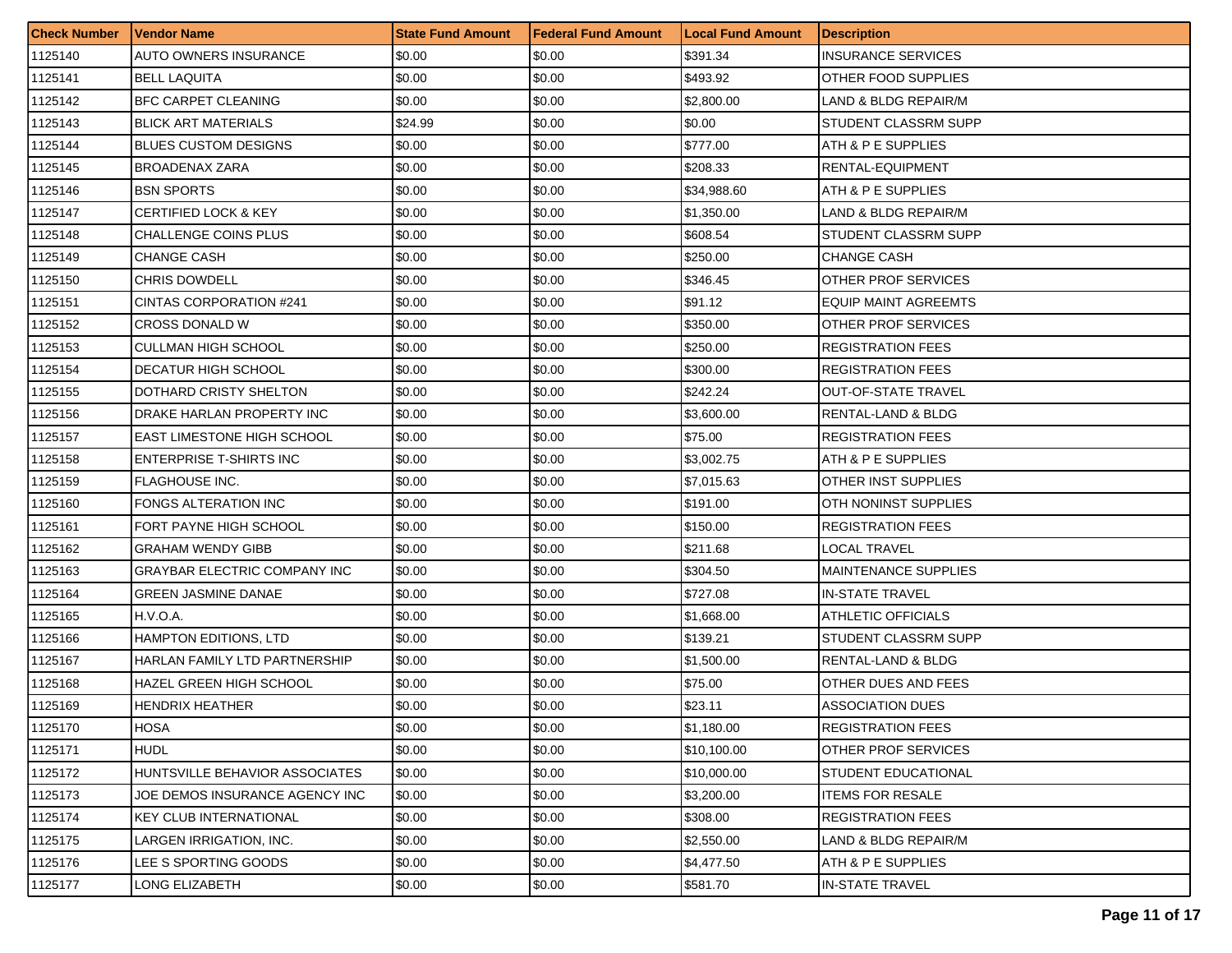| Check Number | Vendor Name | State Fund Amount | Federal Fund Amount | Local Fund Amount | Description |
|---|---|---|---|---|---|
| 1125140 | AUTO OWNERS INSURANCE | $0.00 | $0.00 | $391.34 | INSURANCE SERVICES |
| 1125141 | BELL LAQUITA | $0.00 | $0.00 | $493.92 | OTHER FOOD SUPPLIES |
| 1125142 | BFC CARPET CLEANING | $0.00 | $0.00 | $2,800.00 | LAND & BLDG REPAIR/M |
| 1125143 | BLICK ART MATERIALS | $24.99 | $0.00 | $0.00 | STUDENT CLASSRM SUPP |
| 1125144 | BLUES CUSTOM DESIGNS | $0.00 | $0.00 | $777.00 | ATH & P E SUPPLIES |
| 1125145 | BROADENAX ZARA | $0.00 | $0.00 | $208.33 | RENTAL-EQUIPMENT |
| 1125146 | BSN SPORTS | $0.00 | $0.00 | $34,988.60 | ATH & P E SUPPLIES |
| 1125147 | CERTIFIED LOCK & KEY | $0.00 | $0.00 | $1,350.00 | LAND & BLDG REPAIR/M |
| 1125148 | CHALLENGE COINS PLUS | $0.00 | $0.00 | $608.54 | STUDENT CLASSRM SUPP |
| 1125149 | CHANGE CASH | $0.00 | $0.00 | $250.00 | CHANGE CASH |
| 1125150 | CHRIS DOWDELL | $0.00 | $0.00 | $346.45 | OTHER PROF SERVICES |
| 1125151 | CINTAS CORPORATION #241 | $0.00 | $0.00 | $91.12 | EQUIP MAINT AGREEMTS |
| 1125152 | CROSS DONALD W | $0.00 | $0.00 | $350.00 | OTHER PROF SERVICES |
| 1125153 | CULLMAN HIGH SCHOOL | $0.00 | $0.00 | $250.00 | REGISTRATION FEES |
| 1125154 | DECATUR HIGH SCHOOL | $0.00 | $0.00 | $300.00 | REGISTRATION FEES |
| 1125155 | DOTHARD CRISTY SHELTON | $0.00 | $0.00 | $242.24 | OUT-OF-STATE TRAVEL |
| 1125156 | DRAKE HARLAN PROPERTY INC | $0.00 | $0.00 | $3,600.00 | RENTAL-LAND & BLDG |
| 1125157 | EAST LIMESTONE HIGH SCHOOL | $0.00 | $0.00 | $75.00 | REGISTRATION FEES |
| 1125158 | ENTERPRISE T-SHIRTS INC | $0.00 | $0.00 | $3,002.75 | ATH & P E SUPPLIES |
| 1125159 | FLAGHOUSE INC. | $0.00 | $0.00 | $7,015.63 | OTHER INST SUPPLIES |
| 1125160 | FONGS ALTERATION INC | $0.00 | $0.00 | $191.00 | OTH NONINST SUPPLIES |
| 1125161 | FORT PAYNE HIGH SCHOOL | $0.00 | $0.00 | $150.00 | REGISTRATION FEES |
| 1125162 | GRAHAM WENDY GIBB | $0.00 | $0.00 | $211.68 | LOCAL TRAVEL |
| 1125163 | GRAYBAR ELECTRIC COMPANY INC | $0.00 | $0.00 | $304.50 | MAINTENANCE SUPPLIES |
| 1125164 | GREEN JASMINE DANAE | $0.00 | $0.00 | $727.08 | IN-STATE TRAVEL |
| 1125165 | H.V.O.A. | $0.00 | $0.00 | $1,668.00 | ATHLETIC OFFICIALS |
| 1125166 | HAMPTON EDITIONS, LTD | $0.00 | $0.00 | $139.21 | STUDENT CLASSRM SUPP |
| 1125167 | HARLAN FAMILY LTD PARTNERSHIP | $0.00 | $0.00 | $1,500.00 | RENTAL-LAND & BLDG |
| 1125168 | HAZEL GREEN HIGH SCHOOL | $0.00 | $0.00 | $75.00 | OTHER DUES AND FEES |
| 1125169 | HENDRIX HEATHER | $0.00 | $0.00 | $23.11 | ASSOCIATION DUES |
| 1125170 | HOSA | $0.00 | $0.00 | $1,180.00 | REGISTRATION FEES |
| 1125171 | HUDL | $0.00 | $0.00 | $10,100.00 | OTHER PROF SERVICES |
| 1125172 | HUNTSVILLE BEHAVIOR ASSOCIATES | $0.00 | $0.00 | $10,000.00 | STUDENT EDUCATIONAL |
| 1125173 | JOE DEMOS INSURANCE AGENCY INC | $0.00 | $0.00 | $3,200.00 | ITEMS FOR RESALE |
| 1125174 | KEY CLUB INTERNATIONAL | $0.00 | $0.00 | $308.00 | REGISTRATION FEES |
| 1125175 | LARGEN IRRIGATION, INC. | $0.00 | $0.00 | $2,550.00 | LAND & BLDG REPAIR/M |
| 1125176 | LEE S SPORTING GOODS | $0.00 | $0.00 | $4,477.50 | ATH & P E SUPPLIES |
| 1125177 | LONG ELIZABETH | $0.00 | $0.00 | $581.70 | IN-STATE TRAVEL |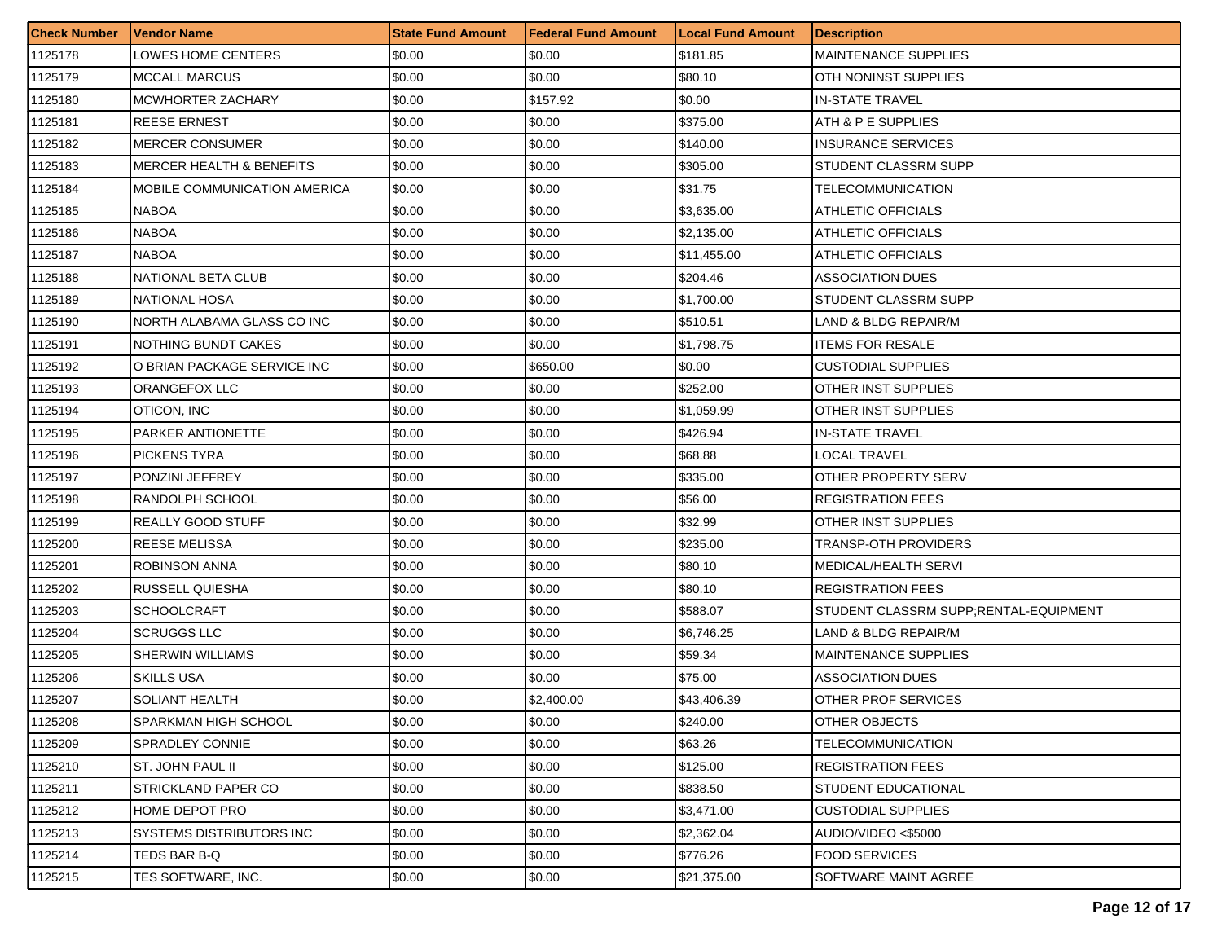| Check Number | Vendor Name | State Fund Amount | Federal Fund Amount | Local Fund Amount | Description |
|---|---|---|---|---|---|
| 1125178 | LOWES HOME CENTERS | $0.00 | $0.00 | $181.85 | MAINTENANCE SUPPLIES |
| 1125179 | MCCALL MARCUS | $0.00 | $0.00 | $80.10 | OTH NONINST SUPPLIES |
| 1125180 | MCWHORTER ZACHARY | $0.00 | $157.92 | $0.00 | IN-STATE TRAVEL |
| 1125181 | REESE ERNEST | $0.00 | $0.00 | $375.00 | ATH & P E SUPPLIES |
| 1125182 | MERCER CONSUMER | $0.00 | $0.00 | $140.00 | INSURANCE SERVICES |
| 1125183 | MERCER HEALTH & BENEFITS | $0.00 | $0.00 | $305.00 | STUDENT CLASSRM SUPP |
| 1125184 | MOBILE COMMUNICATION AMERICA | $0.00 | $0.00 | $31.75 | TELECOMMUNICATION |
| 1125185 | NABOA | $0.00 | $0.00 | $3,635.00 | ATHLETIC OFFICIALS |
| 1125186 | NABOA | $0.00 | $0.00 | $2,135.00 | ATHLETIC OFFICIALS |
| 1125187 | NABOA | $0.00 | $0.00 | $11,455.00 | ATHLETIC OFFICIALS |
| 1125188 | NATIONAL BETA CLUB | $0.00 | $0.00 | $204.46 | ASSOCIATION DUES |
| 1125189 | NATIONAL HOSA | $0.00 | $0.00 | $1,700.00 | STUDENT CLASSRM SUPP |
| 1125190 | NORTH ALABAMA GLASS CO INC | $0.00 | $0.00 | $510.51 | LAND & BLDG REPAIR/M |
| 1125191 | NOTHING BUNDT CAKES | $0.00 | $0.00 | $1,798.75 | ITEMS FOR RESALE |
| 1125192 | O BRIAN PACKAGE SERVICE INC | $0.00 | $650.00 | $0.00 | CUSTODIAL SUPPLIES |
| 1125193 | ORANGEFOX LLC | $0.00 | $0.00 | $252.00 | OTHER INST SUPPLIES |
| 1125194 | OTICON, INC | $0.00 | $0.00 | $1,059.99 | OTHER INST SUPPLIES |
| 1125195 | PARKER ANTIONETTE | $0.00 | $0.00 | $426.94 | IN-STATE TRAVEL |
| 1125196 | PICKENS TYRA | $0.00 | $0.00 | $68.88 | LOCAL TRAVEL |
| 1125197 | PONZINI JEFFREY | $0.00 | $0.00 | $335.00 | OTHER PROPERTY SERV |
| 1125198 | RANDOLPH SCHOOL | $0.00 | $0.00 | $56.00 | REGISTRATION FEES |
| 1125199 | REALLY GOOD STUFF | $0.00 | $0.00 | $32.99 | OTHER INST SUPPLIES |
| 1125200 | REESE MELISSA | $0.00 | $0.00 | $235.00 | TRANSP-OTH PROVIDERS |
| 1125201 | ROBINSON ANNA | $0.00 | $0.00 | $80.10 | MEDICAL/HEALTH SERVI |
| 1125202 | RUSSELL QUIESHA | $0.00 | $0.00 | $80.10 | REGISTRATION FEES |
| 1125203 | SCHOOLCRAFT | $0.00 | $0.00 | $588.07 | STUDENT CLASSRM SUPP;RENTAL-EQUIPMENT |
| 1125204 | SCRUGGS LLC | $0.00 | $0.00 | $6,746.25 | LAND & BLDG REPAIR/M |
| 1125205 | SHERWIN WILLIAMS | $0.00 | $0.00 | $59.34 | MAINTENANCE SUPPLIES |
| 1125206 | SKILLS USA | $0.00 | $0.00 | $75.00 | ASSOCIATION DUES |
| 1125207 | SOLIANT HEALTH | $0.00 | $2,400.00 | $43,406.39 | OTHER PROF SERVICES |
| 1125208 | SPARKMAN HIGH SCHOOL | $0.00 | $0.00 | $240.00 | OTHER OBJECTS |
| 1125209 | SPRADLEY CONNIE | $0.00 | $0.00 | $63.26 | TELECOMMUNICATION |
| 1125210 | ST. JOHN PAUL II | $0.00 | $0.00 | $125.00 | REGISTRATION FEES |
| 1125211 | STRICKLAND PAPER CO | $0.00 | $0.00 | $838.50 | STUDENT EDUCATIONAL |
| 1125212 | HOME DEPOT PRO | $0.00 | $0.00 | $3,471.00 | CUSTODIAL SUPPLIES |
| 1125213 | SYSTEMS DISTRIBUTORS INC | $0.00 | $0.00 | $2,362.04 | AUDIO/VIDEO <$5000 |
| 1125214 | TEDS BAR B-Q | $0.00 | $0.00 | $776.26 | FOOD SERVICES |
| 1125215 | TES SOFTWARE, INC. | $0.00 | $0.00 | $21,375.00 | SOFTWARE MAINT AGREE |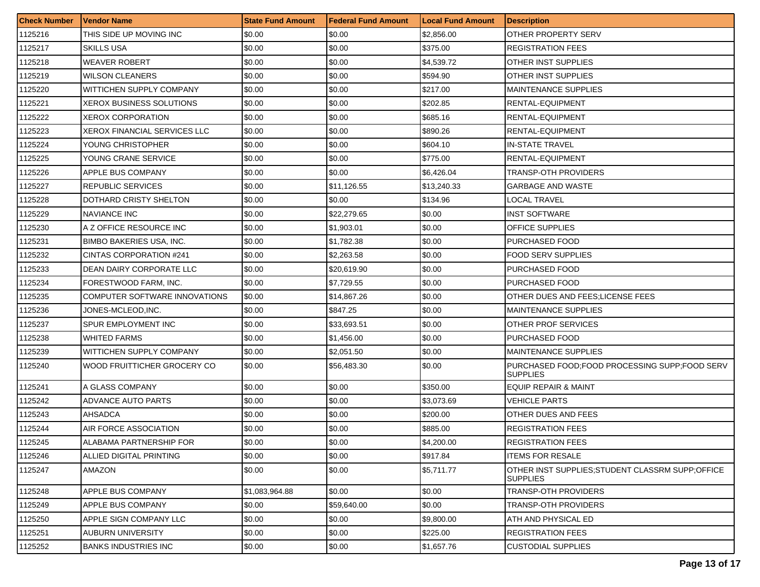| Check Number | Vendor Name | State Fund Amount | Federal Fund Amount | Local Fund Amount | Description |
|---|---|---|---|---|---|
| 1125216 | THIS SIDE UP MOVING INC | $0.00 | $0.00 | $2,856.00 | OTHER PROPERTY SERV |
| 1125217 | SKILLS USA | $0.00 | $0.00 | $375.00 | REGISTRATION FEES |
| 1125218 | WEAVER ROBERT | $0.00 | $0.00 | $4,539.72 | OTHER INST SUPPLIES |
| 1125219 | WILSON CLEANERS | $0.00 | $0.00 | $594.90 | OTHER INST SUPPLIES |
| 1125220 | WITTICHEN SUPPLY COMPANY | $0.00 | $0.00 | $217.00 | MAINTENANCE SUPPLIES |
| 1125221 | XEROX BUSINESS SOLUTIONS | $0.00 | $0.00 | $202.85 | RENTAL-EQUIPMENT |
| 1125222 | XEROX CORPORATION | $0.00 | $0.00 | $685.16 | RENTAL-EQUIPMENT |
| 1125223 | XEROX FINANCIAL SERVICES LLC | $0.00 | $0.00 | $890.26 | RENTAL-EQUIPMENT |
| 1125224 | YOUNG CHRISTOPHER | $0.00 | $0.00 | $604.10 | IN-STATE TRAVEL |
| 1125225 | YOUNG CRANE SERVICE | $0.00 | $0.00 | $775.00 | RENTAL-EQUIPMENT |
| 1125226 | APPLE BUS COMPANY | $0.00 | $0.00 | $6,426.04 | TRANSP-OTH PROVIDERS |
| 1125227 | REPUBLIC SERVICES | $0.00 | $11,126.55 | $13,240.33 | GARBAGE AND WASTE |
| 1125228 | DOTHARD CRISTY SHELTON | $0.00 | $0.00 | $134.96 | LOCAL TRAVEL |
| 1125229 | NAVIANCE INC | $0.00 | $22,279.65 | $0.00 | INST SOFTWARE |
| 1125230 | A Z OFFICE RESOURCE INC | $0.00 | $1,903.01 | $0.00 | OFFICE SUPPLIES |
| 1125231 | BIMBO BAKERIES USA, INC. | $0.00 | $1,782.38 | $0.00 | PURCHASED FOOD |
| 1125232 | CINTAS CORPORATION #241 | $0.00 | $2,263.58 | $0.00 | FOOD SERV SUPPLIES |
| 1125233 | DEAN DAIRY CORPORATE LLC | $0.00 | $20,619.90 | $0.00 | PURCHASED FOOD |
| 1125234 | FORESTWOOD FARM, INC. | $0.00 | $7,729.55 | $0.00 | PURCHASED FOOD |
| 1125235 | COMPUTER SOFTWARE INNOVATIONS | $0.00 | $14,867.26 | $0.00 | OTHER DUES AND FEES;LICENSE FEES |
| 1125236 | JONES-MCLEOD,INC. | $0.00 | $847.25 | $0.00 | MAINTENANCE SUPPLIES |
| 1125237 | SPUR EMPLOYMENT INC | $0.00 | $33,693.51 | $0.00 | OTHER PROF SERVICES |
| 1125238 | WHITED FARMS | $0.00 | $1,456.00 | $0.00 | PURCHASED FOOD |
| 1125239 | WITTICHEN SUPPLY COMPANY | $0.00 | $2,051.50 | $0.00 | MAINTENANCE SUPPLIES |
| 1125240 | WOOD FRUITTICHER GROCERY CO | $0.00 | $56,483.30 | $0.00 | PURCHASED FOOD;FOOD PROCESSING SUPP;FOOD SERV SUPPLIES |
| 1125241 | A GLASS COMPANY | $0.00 | $0.00 | $350.00 | EQUIP REPAIR & MAINT |
| 1125242 | ADVANCE AUTO PARTS | $0.00 | $0.00 | $3,073.69 | VEHICLE PARTS |
| 1125243 | AHSADCA | $0.00 | $0.00 | $200.00 | OTHER DUES AND FEES |
| 1125244 | AIR FORCE ASSOCIATION | $0.00 | $0.00 | $885.00 | REGISTRATION FEES |
| 1125245 | ALABAMA PARTNERSHIP FOR | $0.00 | $0.00 | $4,200.00 | REGISTRATION FEES |
| 1125246 | ALLIED DIGITAL PRINTING | $0.00 | $0.00 | $917.84 | ITEMS FOR RESALE |
| 1125247 | AMAZON | $0.00 | $0.00 | $5,711.77 | OTHER INST SUPPLIES;STUDENT CLASSRM SUPP;OFFICE SUPPLIES |
| 1125248 | APPLE BUS COMPANY | $1,083,964.88 | $0.00 | $0.00 | TRANSP-OTH PROVIDERS |
| 1125249 | APPLE BUS COMPANY | $0.00 | $59,640.00 | $0.00 | TRANSP-OTH PROVIDERS |
| 1125250 | APPLE SIGN COMPANY LLC | $0.00 | $0.00 | $9,800.00 | ATH AND PHYSICAL ED |
| 1125251 | AUBURN UNIVERSITY | $0.00 | $0.00 | $225.00 | REGISTRATION FEES |
| 1125252 | BANKS INDUSTRIES INC | $0.00 | $0.00 | $1,657.76 | CUSTODIAL SUPPLIES |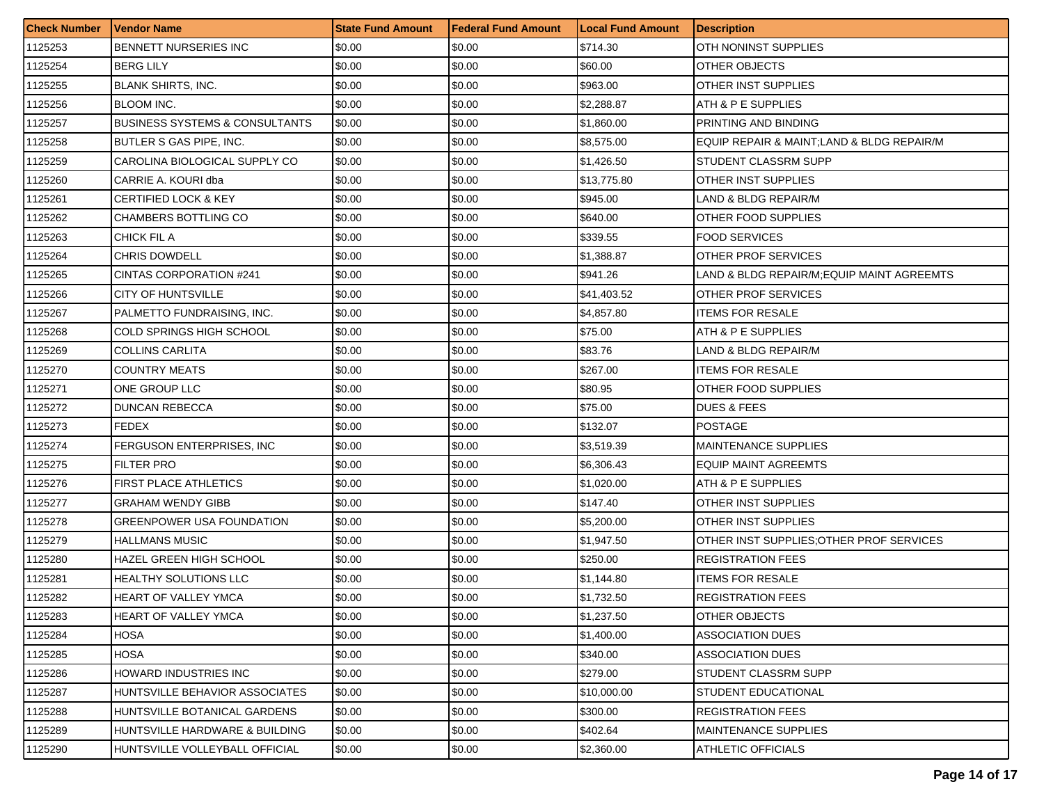| Check Number | Vendor Name | State Fund Amount | Federal Fund Amount | Local Fund Amount | Description |
|---|---|---|---|---|---|
| 1125253 | BENNETT NURSERIES INC | $0.00 | $0.00 | $714.30 | OTH NONINST SUPPLIES |
| 1125254 | BERG LILY | $0.00 | $0.00 | $60.00 | OTHER OBJECTS |
| 1125255 | BLANK SHIRTS, INC. | $0.00 | $0.00 | $963.00 | OTHER INST SUPPLIES |
| 1125256 | BLOOM INC. | $0.00 | $0.00 | $2,288.87 | ATH & P E SUPPLIES |
| 1125257 | BUSINESS SYSTEMS & CONSULTANTS | $0.00 | $0.00 | $1,860.00 | PRINTING AND BINDING |
| 1125258 | BUTLER S GAS PIPE, INC. | $0.00 | $0.00 | $8,575.00 | EQUIP REPAIR & MAINT;LAND & BLDG REPAIR/M |
| 1125259 | CAROLINA BIOLOGICAL SUPPLY CO | $0.00 | $0.00 | $1,426.50 | STUDENT CLASSRM SUPP |
| 1125260 | CARRIE A. KOURI dba | $0.00 | $0.00 | $13,775.80 | OTHER INST SUPPLIES |
| 1125261 | CERTIFIED LOCK & KEY | $0.00 | $0.00 | $945.00 | LAND & BLDG REPAIR/M |
| 1125262 | CHAMBERS BOTTLING CO | $0.00 | $0.00 | $640.00 | OTHER FOOD SUPPLIES |
| 1125263 | CHICK FIL A | $0.00 | $0.00 | $339.55 | FOOD SERVICES |
| 1125264 | CHRIS DOWDELL | $0.00 | $0.00 | $1,388.87 | OTHER PROF SERVICES |
| 1125265 | CINTAS CORPORATION #241 | $0.00 | $0.00 | $941.26 | LAND & BLDG REPAIR/M;EQUIP MAINT AGREEMTS |
| 1125266 | CITY OF HUNTSVILLE | $0.00 | $0.00 | $41,403.52 | OTHER PROF SERVICES |
| 1125267 | PALMETTO FUNDRAISING, INC. | $0.00 | $0.00 | $4,857.80 | ITEMS FOR RESALE |
| 1125268 | COLD SPRINGS HIGH SCHOOL | $0.00 | $0.00 | $75.00 | ATH & P E SUPPLIES |
| 1125269 | COLLINS CARLITA | $0.00 | $0.00 | $83.76 | LAND & BLDG REPAIR/M |
| 1125270 | COUNTRY MEATS | $0.00 | $0.00 | $267.00 | ITEMS FOR RESALE |
| 1125271 | ONE GROUP LLC | $0.00 | $0.00 | $80.95 | OTHER FOOD SUPPLIES |
| 1125272 | DUNCAN REBECCA | $0.00 | $0.00 | $75.00 | DUES & FEES |
| 1125273 | FEDEX | $0.00 | $0.00 | $132.07 | POSTAGE |
| 1125274 | FERGUSON ENTERPRISES, INC | $0.00 | $0.00 | $3,519.39 | MAINTENANCE SUPPLIES |
| 1125275 | FILTER PRO | $0.00 | $0.00 | $6,306.43 | EQUIP MAINT AGREEMTS |
| 1125276 | FIRST PLACE ATHLETICS | $0.00 | $0.00 | $1,020.00 | ATH & P E SUPPLIES |
| 1125277 | GRAHAM WENDY GIBB | $0.00 | $0.00 | $147.40 | OTHER INST SUPPLIES |
| 1125278 | GREENPOWER USA FOUNDATION | $0.00 | $0.00 | $5,200.00 | OTHER INST SUPPLIES |
| 1125279 | HALLMANS MUSIC | $0.00 | $0.00 | $1,947.50 | OTHER INST SUPPLIES;OTHER PROF SERVICES |
| 1125280 | HAZEL GREEN HIGH SCHOOL | $0.00 | $0.00 | $250.00 | REGISTRATION FEES |
| 1125281 | HEALTHY SOLUTIONS LLC | $0.00 | $0.00 | $1,144.80 | ITEMS FOR RESALE |
| 1125282 | HEART OF VALLEY YMCA | $0.00 | $0.00 | $1,732.50 | REGISTRATION FEES |
| 1125283 | HEART OF VALLEY YMCA | $0.00 | $0.00 | $1,237.50 | OTHER OBJECTS |
| 1125284 | HOSA | $0.00 | $0.00 | $1,400.00 | ASSOCIATION DUES |
| 1125285 | HOSA | $0.00 | $0.00 | $340.00 | ASSOCIATION DUES |
| 1125286 | HOWARD INDUSTRIES INC | $0.00 | $0.00 | $279.00 | STUDENT CLASSRM SUPP |
| 1125287 | HUNTSVILLE BEHAVIOR ASSOCIATES | $0.00 | $0.00 | $10,000.00 | STUDENT EDUCATIONAL |
| 1125288 | HUNTSVILLE BOTANICAL GARDENS | $0.00 | $0.00 | $300.00 | REGISTRATION FEES |
| 1125289 | HUNTSVILLE HARDWARE & BUILDING | $0.00 | $0.00 | $402.64 | MAINTENANCE SUPPLIES |
| 1125290 | HUNTSVILLE VOLLEYBALL OFFICIAL | $0.00 | $0.00 | $2,360.00 | ATHLETIC OFFICIALS |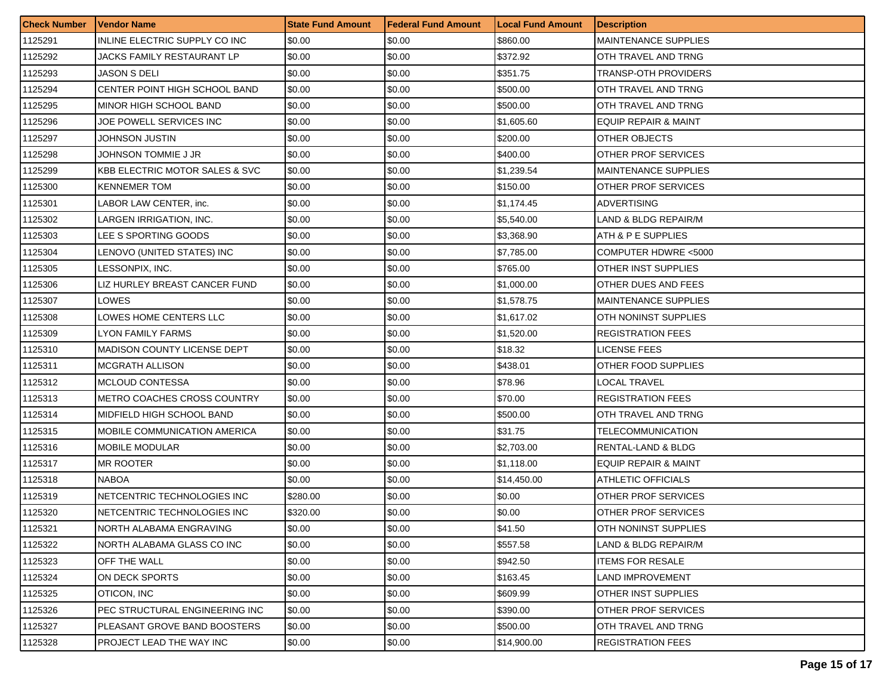| Check Number | Vendor Name | State Fund Amount | Federal Fund Amount | Local Fund Amount | Description |
|---|---|---|---|---|---|
| 1125291 | INLINE ELECTRIC SUPPLY CO INC | $0.00 | $0.00 | $860.00 | MAINTENANCE SUPPLIES |
| 1125292 | JACKS FAMILY RESTAURANT LP | $0.00 | $0.00 | $372.92 | OTH TRAVEL AND TRNG |
| 1125293 | JASON S DELI | $0.00 | $0.00 | $351.75 | TRANSP-OTH PROVIDERS |
| 1125294 | CENTER POINT HIGH SCHOOL BAND | $0.00 | $0.00 | $500.00 | OTH TRAVEL AND TRNG |
| 1125295 | MINOR HIGH SCHOOL BAND | $0.00 | $0.00 | $500.00 | OTH TRAVEL AND TRNG |
| 1125296 | JOE POWELL SERVICES INC | $0.00 | $0.00 | $1,605.60 | EQUIP REPAIR & MAINT |
| 1125297 | JOHNSON JUSTIN | $0.00 | $0.00 | $200.00 | OTHER OBJECTS |
| 1125298 | JOHNSON TOMMIE J JR | $0.00 | $0.00 | $400.00 | OTHER PROF SERVICES |
| 1125299 | KBB ELECTRIC MOTOR SALES & SVC | $0.00 | $0.00 | $1,239.54 | MAINTENANCE SUPPLIES |
| 1125300 | KENNEMER TOM | $0.00 | $0.00 | $150.00 | OTHER PROF SERVICES |
| 1125301 | LABOR LAW CENTER, inc. | $0.00 | $0.00 | $1,174.45 | ADVERTISING |
| 1125302 | LARGEN IRRIGATION, INC. | $0.00 | $0.00 | $5,540.00 | LAND & BLDG REPAIR/M |
| 1125303 | LEE S SPORTING GOODS | $0.00 | $0.00 | $3,368.90 | ATH & P E SUPPLIES |
| 1125304 | LENOVO (UNITED STATES) INC | $0.00 | $0.00 | $7,785.00 | COMPUTER HDWRE <5000 |
| 1125305 | LESSONPIX, INC. | $0.00 | $0.00 | $765.00 | OTHER INST SUPPLIES |
| 1125306 | LIZ HURLEY BREAST CANCER FUND | $0.00 | $0.00 | $1,000.00 | OTHER DUES AND FEES |
| 1125307 | LOWES | $0.00 | $0.00 | $1,578.75 | MAINTENANCE SUPPLIES |
| 1125308 | LOWES HOME CENTERS LLC | $0.00 | $0.00 | $1,617.02 | OTH NONINST SUPPLIES |
| 1125309 | LYON FAMILY FARMS | $0.00 | $0.00 | $1,520.00 | REGISTRATION FEES |
| 1125310 | MADISON COUNTY LICENSE DEPT | $0.00 | $0.00 | $18.32 | LICENSE FEES |
| 1125311 | MCGRATH ALLISON | $0.00 | $0.00 | $438.01 | OTHER FOOD SUPPLIES |
| 1125312 | MCLOUD CONTESSA | $0.00 | $0.00 | $78.96 | LOCAL TRAVEL |
| 1125313 | METRO COACHES CROSS COUNTRY | $0.00 | $0.00 | $70.00 | REGISTRATION FEES |
| 1125314 | MIDFIELD HIGH SCHOOL BAND | $0.00 | $0.00 | $500.00 | OTH TRAVEL AND TRNG |
| 1125315 | MOBILE COMMUNICATION AMERICA | $0.00 | $0.00 | $31.75 | TELECOMMUNICATION |
| 1125316 | MOBILE MODULAR | $0.00 | $0.00 | $2,703.00 | RENTAL-LAND & BLDG |
| 1125317 | MR ROOTER | $0.00 | $0.00 | $1,118.00 | EQUIP REPAIR & MAINT |
| 1125318 | NABOA | $0.00 | $0.00 | $14,450.00 | ATHLETIC OFFICIALS |
| 1125319 | NETCENTRIC TECHNOLOGIES INC | $280.00 | $0.00 | $0.00 | OTHER PROF SERVICES |
| 1125320 | NETCENTRIC TECHNOLOGIES INC | $320.00 | $0.00 | $0.00 | OTHER PROF SERVICES |
| 1125321 | NORTH ALABAMA ENGRAVING | $0.00 | $0.00 | $41.50 | OTH NONINST SUPPLIES |
| 1125322 | NORTH ALABAMA GLASS CO INC | $0.00 | $0.00 | $557.58 | LAND & BLDG REPAIR/M |
| 1125323 | OFF THE WALL | $0.00 | $0.00 | $942.50 | ITEMS FOR RESALE |
| 1125324 | ON DECK SPORTS | $0.00 | $0.00 | $163.45 | LAND IMPROVEMENT |
| 1125325 | OTICON, INC | $0.00 | $0.00 | $609.99 | OTHER INST SUPPLIES |
| 1125326 | PEC STRUCTURAL ENGINEERING INC | $0.00 | $0.00 | $390.00 | OTHER PROF SERVICES |
| 1125327 | PLEASANT GROVE BAND BOOSTERS | $0.00 | $0.00 | $500.00 | OTH TRAVEL AND TRNG |
| 1125328 | PROJECT LEAD THE WAY INC | $0.00 | $0.00 | $14,900.00 | REGISTRATION FEES |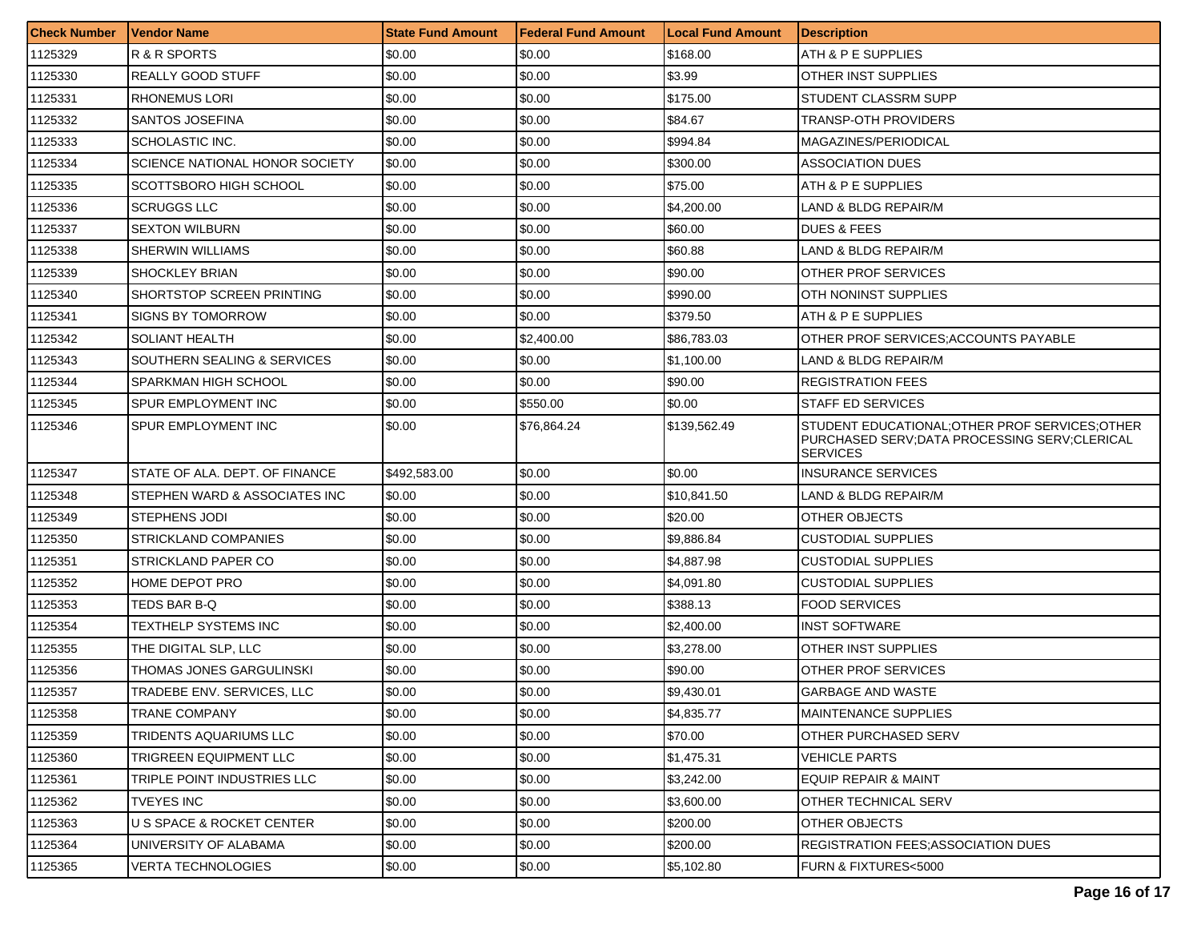| Check Number | Vendor Name | State Fund Amount | Federal Fund Amount | Local Fund Amount | Description |
|---|---|---|---|---|---|
| 1125329 | R & R SPORTS | $0.00 | $0.00 | $168.00 | ATH & P E SUPPLIES |
| 1125330 | REALLY GOOD STUFF | $0.00 | $0.00 | $3.99 | OTHER INST SUPPLIES |
| 1125331 | RHONEMUS LORI | $0.00 | $0.00 | $175.00 | STUDENT CLASSRM SUPP |
| 1125332 | SANTOS JOSEFINA | $0.00 | $0.00 | $84.67 | TRANSP-OTH PROVIDERS |
| 1125333 | SCHOLASTIC INC. | $0.00 | $0.00 | $994.84 | MAGAZINES/PERIODICAL |
| 1125334 | SCIENCE NATIONAL HONOR SOCIETY | $0.00 | $0.00 | $300.00 | ASSOCIATION DUES |
| 1125335 | SCOTTSBORO HIGH SCHOOL | $0.00 | $0.00 | $75.00 | ATH & P E SUPPLIES |
| 1125336 | SCRUGGS LLC | $0.00 | $0.00 | $4,200.00 | LAND & BLDG REPAIR/M |
| 1125337 | SEXTON WILBURN | $0.00 | $0.00 | $60.00 | DUES & FEES |
| 1125338 | SHERWIN WILLIAMS | $0.00 | $0.00 | $60.88 | LAND & BLDG REPAIR/M |
| 1125339 | SHOCKLEY BRIAN | $0.00 | $0.00 | $90.00 | OTHER PROF SERVICES |
| 1125340 | SHORTSTOP SCREEN PRINTING | $0.00 | $0.00 | $990.00 | OTH NONINST SUPPLIES |
| 1125341 | SIGNS BY TOMORROW | $0.00 | $0.00 | $379.50 | ATH & P E SUPPLIES |
| 1125342 | SOLIANT HEALTH | $0.00 | $2,400.00 | $86,783.03 | OTHER PROF SERVICES;ACCOUNTS PAYABLE |
| 1125343 | SOUTHERN SEALING & SERVICES | $0.00 | $0.00 | $1,100.00 | LAND & BLDG REPAIR/M |
| 1125344 | SPARKMAN HIGH SCHOOL | $0.00 | $0.00 | $90.00 | REGISTRATION FEES |
| 1125345 | SPUR EMPLOYMENT INC | $0.00 | $550.00 | $0.00 | STAFF ED SERVICES |
| 1125346 | SPUR EMPLOYMENT INC | $0.00 | $76,864.24 | $139,562.49 | STUDENT EDUCATIONAL;OTHER PROF SERVICES;OTHER PURCHASED SERV;DATA PROCESSING SERV;CLERICAL SERVICES |
| 1125347 | STATE OF ALA. DEPT. OF FINANCE | $492,583.00 | $0.00 | $0.00 | INSURANCE SERVICES |
| 1125348 | STEPHEN WARD & ASSOCIATES INC | $0.00 | $0.00 | $10,841.50 | LAND & BLDG REPAIR/M |
| 1125349 | STEPHENS JODI | $0.00 | $0.00 | $20.00 | OTHER OBJECTS |
| 1125350 | STRICKLAND COMPANIES | $0.00 | $0.00 | $9,886.84 | CUSTODIAL SUPPLIES |
| 1125351 | STRICKLAND PAPER CO | $0.00 | $0.00 | $4,887.98 | CUSTODIAL SUPPLIES |
| 1125352 | HOME DEPOT PRO | $0.00 | $0.00 | $4,091.80 | CUSTODIAL SUPPLIES |
| 1125353 | TEDS BAR B-Q | $0.00 | $0.00 | $388.13 | FOOD SERVICES |
| 1125354 | TEXTHELP SYSTEMS INC | $0.00 | $0.00 | $2,400.00 | INST SOFTWARE |
| 1125355 | THE DIGITAL SLP, LLC | $0.00 | $0.00 | $3,278.00 | OTHER INST SUPPLIES |
| 1125356 | THOMAS JONES GARGULINSKI | $0.00 | $0.00 | $90.00 | OTHER PROF SERVICES |
| 1125357 | TRADEBE ENV. SERVICES, LLC | $0.00 | $0.00 | $9,430.01 | GARBAGE AND WASTE |
| 1125358 | TRANE COMPANY | $0.00 | $0.00 | $4,835.77 | MAINTENANCE SUPPLIES |
| 1125359 | TRIDENTS AQUARIUMS LLC | $0.00 | $0.00 | $70.00 | OTHER PURCHASED SERV |
| 1125360 | TRIGREEN EQUIPMENT LLC | $0.00 | $0.00 | $1,475.31 | VEHICLE PARTS |
| 1125361 | TRIPLE POINT INDUSTRIES LLC | $0.00 | $0.00 | $3,242.00 | EQUIP REPAIR & MAINT |
| 1125362 | TVEYES INC | $0.00 | $0.00 | $3,600.00 | OTHER TECHNICAL SERV |
| 1125363 | U S SPACE & ROCKET CENTER | $0.00 | $0.00 | $200.00 | OTHER OBJECTS |
| 1125364 | UNIVERSITY OF ALABAMA | $0.00 | $0.00 | $200.00 | REGISTRATION FEES;ASSOCIATION DUES |
| 1125365 | VERTA TECHNOLOGIES | $0.00 | $0.00 | $5,102.80 | FURN & FIXTURES<5000 |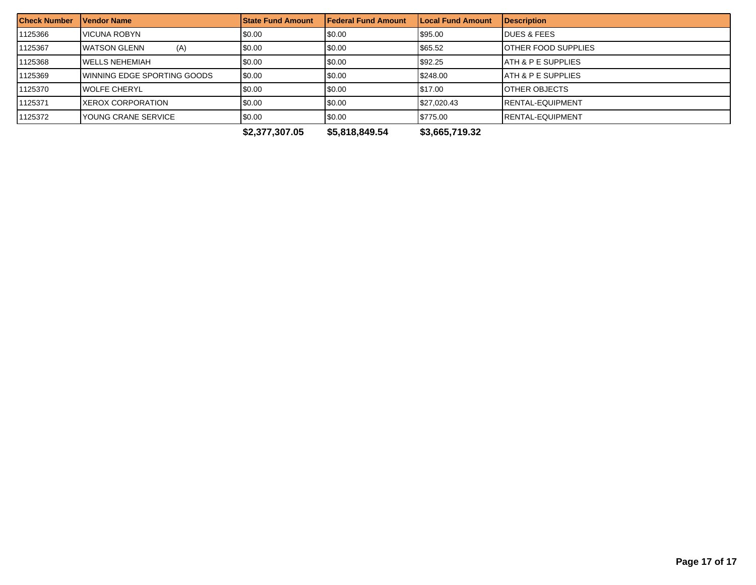| Check Number | Vendor Name | State Fund Amount | Federal Fund Amount | Local Fund Amount | Description |
|---|---|---|---|---|---|
| 1125366 | VICUNA ROBYN | $0.00 | $0.00 | $95.00 | DUES & FEES |
| 1125367 | WATSON GLENN (A) | $0.00 | $0.00 | $65.52 | OTHER FOOD SUPPLIES |
| 1125368 | WELLS NEHEMIAH | $0.00 | $0.00 | $92.25 | ATH & P E SUPPLIES |
| 1125369 | WINNING EDGE SPORTING GOODS | $0.00 | $0.00 | $248.00 | ATH & P E SUPPLIES |
| 1125370 | WOLFE CHERYL | $0.00 | $0.00 | $17.00 | OTHER OBJECTS |
| 1125371 | XEROX CORPORATION | $0.00 | $0.00 | $27,020.43 | RENTAL-EQUIPMENT |
| 1125372 | YOUNG CRANE SERVICE | $0.00 | $0.00 | $775.00 | RENTAL-EQUIPMENT |
| | | **$2,377,307.05** | **$5,818,849.54** | **$3,665,719.32** | |